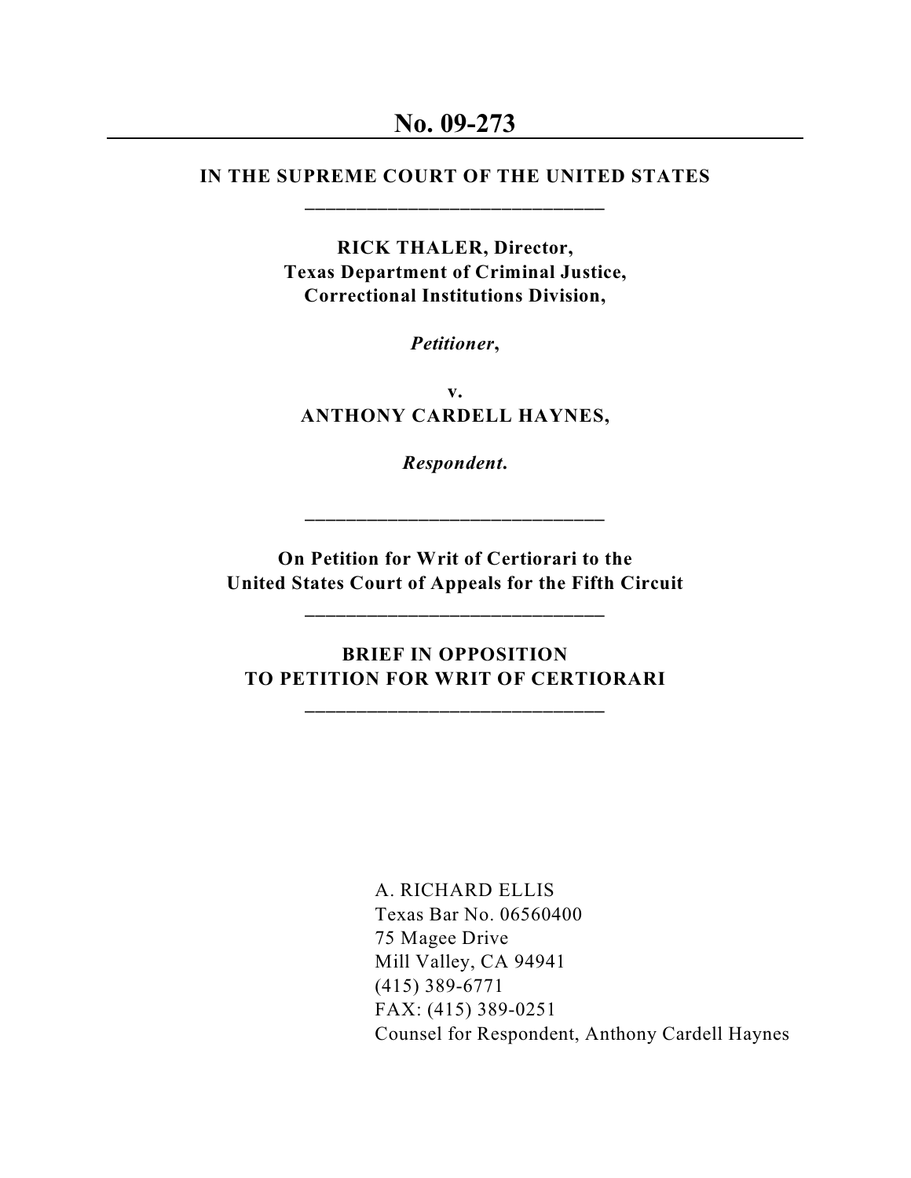# No. 09-273

**IN THE SUPREME COURT OF THE UNITED STATES**

---

**RICK THALER, Director,**
**Texas Department of Criminal Justice,**
**Correctional Institutions Division,**

***Petitioner*,**

**v.**
**ANTHONY CARDELL HAYNES,**

***Respondent.***

---

**On Petition for Writ of Certiorari to the**
**United States Court of Appeals for the Fifth Circuit**

---

**BRIEF IN OPPOSITION**
**TO PETITION FOR WRIT OF CERTIORARI**

---

A. RICHARD ELLIS
Texas Bar No. 06560400
75 Magee Drive
Mill Valley, CA 94941
(415) 389-6771
FAX: (415) 389-0251
Counsel for Respondent, Anthony Cardell Haynes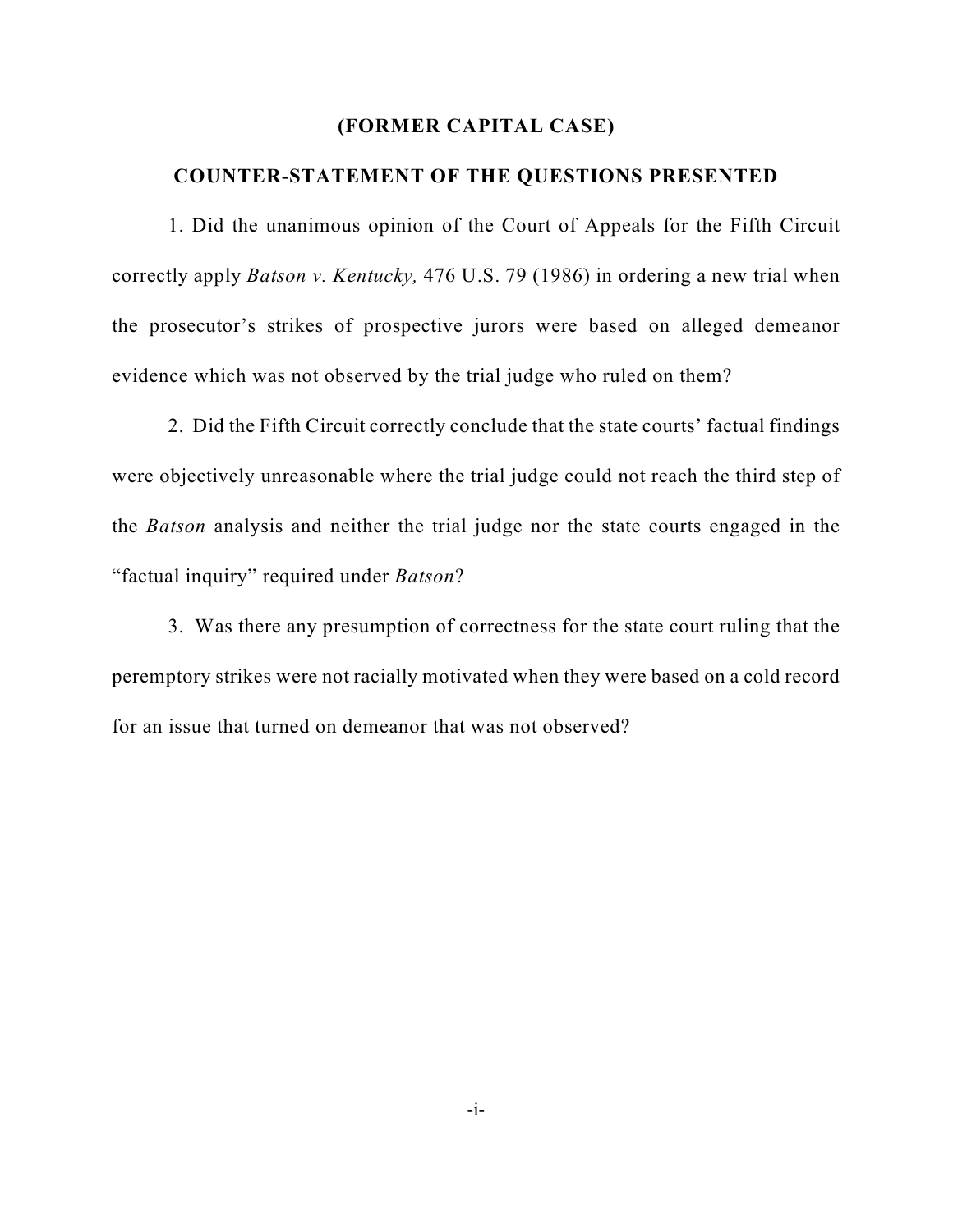**(FORMER CAPITAL CASE)**

**COUNTER-STATEMENT OF THE QUESTIONS PRESENTED**

1. Did the unanimous opinion of the Court of Appeals for the Fifth Circuit correctly apply *Batson v. Kentucky,* 476 U.S. 79 (1986) in ordering a new trial when the prosecutor's strikes of prospective jurors were based on alleged demeanor evidence which was not observed by the trial judge who ruled on them?

2. Did the Fifth Circuit correctly conclude that the state courts' factual findings were objectively unreasonable where the trial judge could not reach the third step of the *Batson* analysis and neither the trial judge nor the state courts engaged in the "factual inquiry" required under *Batson*?

3. Was there any presumption of correctness for the state court ruling that the peremptory strikes were not racially motivated when they were based on a cold record for an issue that turned on demeanor that was not observed?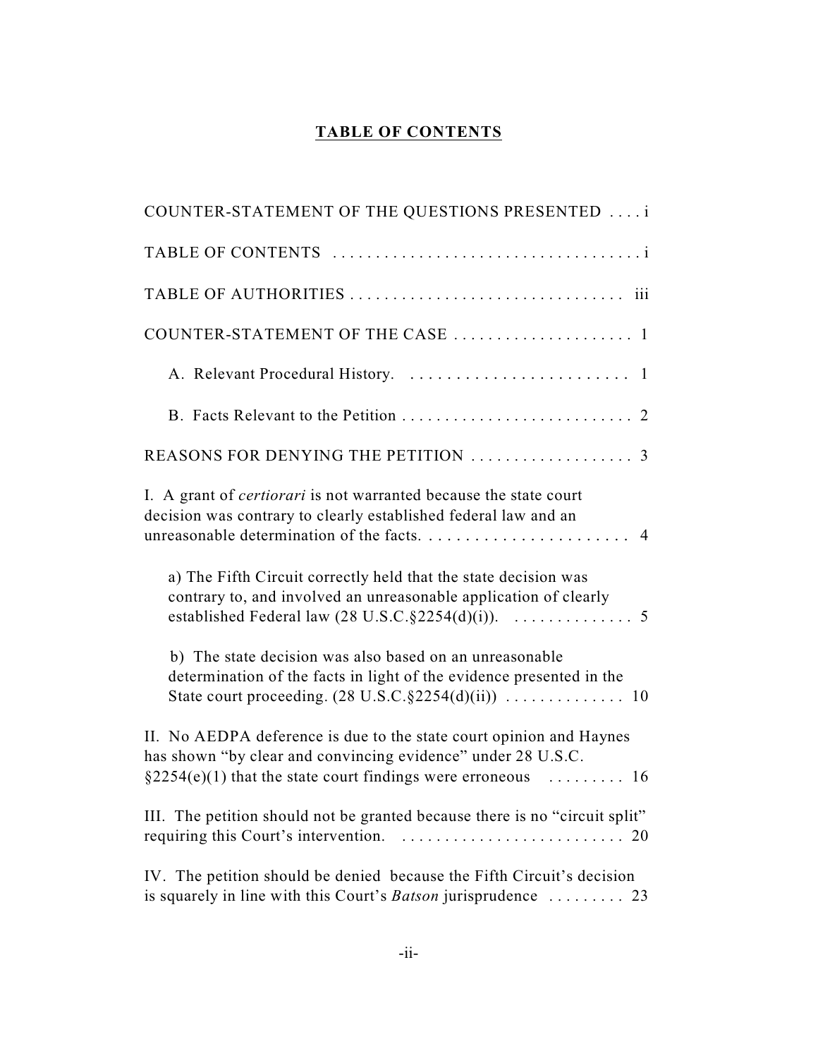## TABLE OF CONTENTS

COUNTER-STATEMENT OF THE QUESTIONS PRESENTED . . . . i

TABLE OF CONTENTS . . . . . . . . . . . . . . . . . . . . . . . . . . . . . . . . . . . . . i

TABLE OF AUTHORITIES . . . . . . . . . . . . . . . . . . . . . . . . . . . . . . . iii

COUNTER-STATEMENT OF THE CASE . . . . . . . . . . . . . . . . . . . . . 1

- A. Relevant Procedural History. . . . . . . . . . . . . . . . . . . . . . . . . . 1
- B. Facts Relevant to the Petition . . . . . . . . . . . . . . . . . . . . . . . . . . . 2

REASONS FOR DENYING THE PETITION . . . . . . . . . . . . . . . . . . . 3

I. A grant of *certiorari* is not warranted because the state court decision was contrary to clearly established federal law and an unreasonable determination of the facts. . . . . . . . . . . . . . . . . . . . . . . . 4

- a) The Fifth Circuit correctly held that the state decision was contrary to, and involved an unreasonable application of clearly established Federal law (28 U.S.C.§2254(d)(i)). . . . . . . . . . . . . . . 5
- b) The state decision was also based on an unreasonable determination of the facts in light of the evidence presented in the State court proceeding. (28 U.S.C.§2254(d)(ii)) . . . . . . . . . . . . . . 10

II. No AEDPA deference is due to the state court opinion and Haynes has shown "by clear and convincing evidence" under 28 U.S.C. §2254(e)(1) that the state court findings were erroneous . . . . . . . . . 16

III. The petition should not be granted because there is no "circuit split" requiring this Court's intervention. . . . . . . . . . . . . . . . . . . . . . . . . . . 20

IV. The petition should be denied because the Fifth Circuit's decision is squarely in line with this Court's *Batson* jurisprudence . . . . . . . . . 23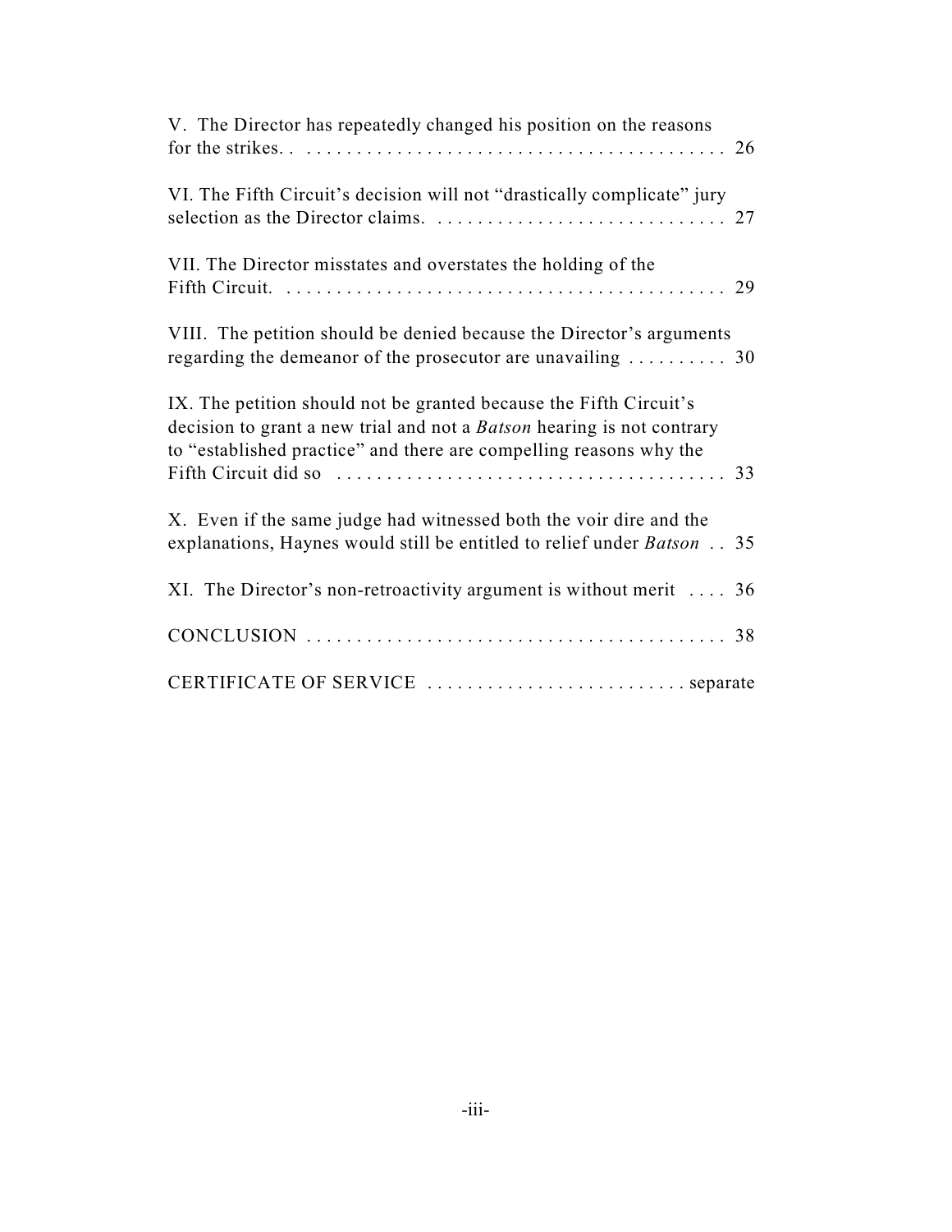V. The Director has repeatedly changed his position on the reasons for the strikes. . . . . . . . . . . . . . . . . . . . . . . . . . . . . . . . . . . . . . . . . . . . 26

VI. The Fifth Circuit's decision will not "drastically complicate" jury selection as the Director claims. . . . . . . . . . . . . . . . . . . . . . . . . . . . . . 27

VII. The Director misstates and overstates the holding of the Fifth Circuit. . . . . . . . . . . . . . . . . . . . . . . . . . . . . . . . . . . . . . . . . . . . . . 29

VIII. The petition should be denied because the Director's arguments regarding the demeanor of the prosecutor are unavailing . . . . . . . . . . 30

IX. The petition should not be granted because the Fifth Circuit's decision to grant a new trial and not a *Batson* hearing is not contrary to "established practice" and there are compelling reasons why the Fifth Circuit did so . . . . . . . . . . . . . . . . . . . . . . . . . . . . . . . . . . . . . . . 33

X. Even if the same judge had witnessed both the voir dire and the explanations, Haynes would still be entitled to relief under *Batson* . . 35

XI. The Director's non-retroactivity argument is without merit . . . . 36

CONCLUSION . . . . . . . . . . . . . . . . . . . . . . . . . . . . . . . . . . . . . . . . . . 38

CERTIFICATE OF SERVICE . . . . . . . . . . . . . . . . . . . . . . . . . . separate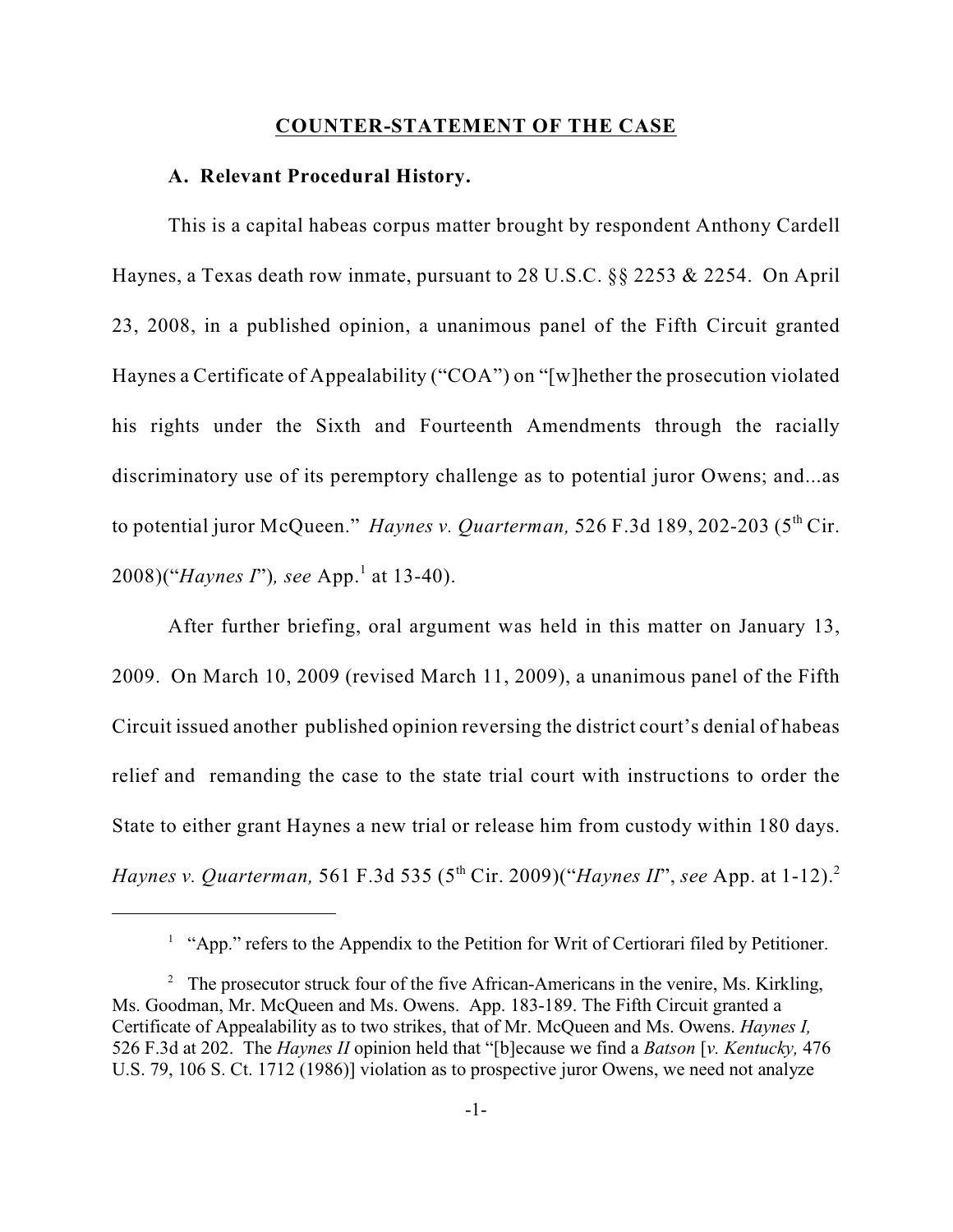## COUNTER-STATEMENT OF THE CASE

### A. Relevant Procedural History.

This is a capital habeas corpus matter brought by respondent Anthony Cardell Haynes, a Texas death row inmate, pursuant to 28 U.S.C. §§ 2253 & 2254. On April 23, 2008, in a published opinion, a unanimous panel of the Fifth Circuit granted Haynes a Certificate of Appealability ("COA") on "[w]hether the prosecution violated his rights under the Sixth and Fourteenth Amendments through the racially discriminatory use of its peremptory challenge as to potential juror Owens; and...as to potential juror McQueen." *Haynes v. Quarterman,* 526 F.3d 189, 202-203 (5th Cir. 2008)("*Haynes I*")*, see* App.[1] at 13-40).

After further briefing, oral argument was held in this matter on January 13, 2009. On March 10, 2009 (revised March 11, 2009), a unanimous panel of the Fifth Circuit issued another published opinion reversing the district court's denial of habeas relief and remanding the case to the state trial court with instructions to order the State to either grant Haynes a new trial or release him from custody within 180 days. *Haynes v. Quarterman,* 561 F.3d 535 (5th Cir. 2009)("*Haynes II*", *see* App. at 1-12).[2]

---

[1] "App." refers to the Appendix to the Petition for Writ of Certiorari filed by Petitioner.

[2] The prosecutor struck four of the five African-Americans in the venire, Ms. Kirkling, Ms. Goodman, Mr. McQueen and Ms. Owens. App. 183-189. The Fifth Circuit granted a Certificate of Appealability as to two strikes, that of Mr. McQueen and Ms. Owens. *Haynes I,* 526 F.3d at 202. The *Haynes II* opinion held that "[b]ecause we find a *Batson* [*v. Kentucky,* 476 U.S. 79, 106 S. Ct. 1712 (1986)] violation as to prospective juror Owens, we need not analyze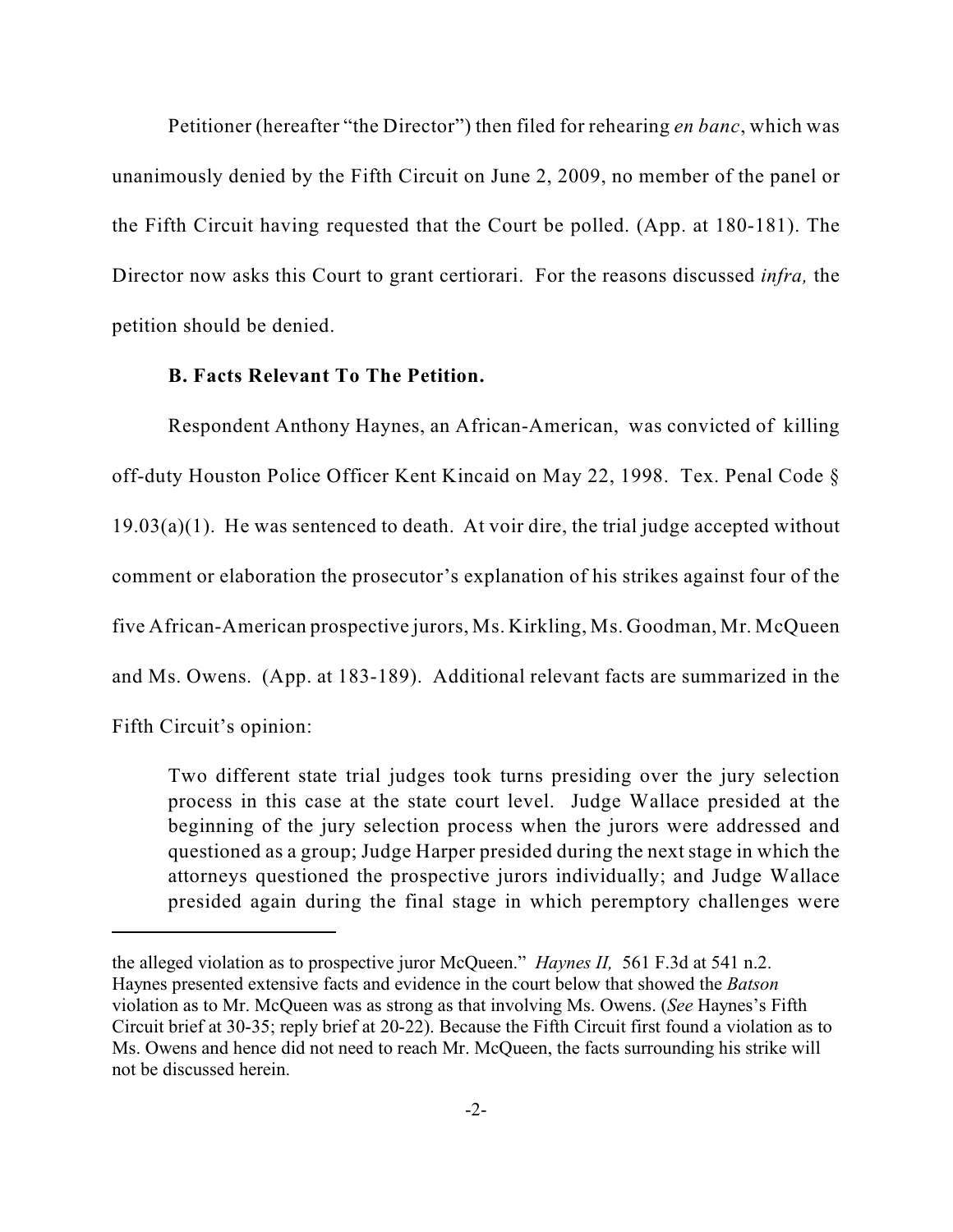Petitioner (hereafter "the Director") then filed for rehearing *en banc*, which was unanimously denied by the Fifth Circuit on June 2, 2009, no member of the panel or the Fifth Circuit having requested that the Court be polled. (App. at 180-181). The Director now asks this Court to grant certiorari. For the reasons discussed *infra,* the petition should be denied.

**B. Facts Relevant To The Petition.**

Respondent Anthony Haynes, an African-American, was convicted of killing off-duty Houston Police Officer Kent Kincaid on May 22, 1998. Tex. Penal Code § 19.03(a)(1). He was sentenced to death. At voir dire, the trial judge accepted without comment or elaboration the prosecutor's explanation of his strikes against four of the five African-American prospective jurors, Ms. Kirkling, Ms. Goodman, Mr. McQueen and Ms. Owens. (App. at 183-189). Additional relevant facts are summarized in the Fifth Circuit's opinion:

> Two different state trial judges took turns presiding over the jury selection process in this case at the state court level. Judge Wallace presided at the beginning of the jury selection process when the jurors were addressed and questioned as a group; Judge Harper presided during the next stage in which the attorneys questioned the prospective jurors individually; and Judge Wallace presided again during the final stage in which peremptory challenges were

---

the alleged violation as to prospective juror McQueen." *Haynes II,* 561 F.3d at 541 n.2. Haynes presented extensive facts and evidence in the court below that showed the *Batson* violation as to Mr. McQueen was as strong as that involving Ms. Owens. (*See* Haynes's Fifth Circuit brief at 30-35; reply brief at 20-22). Because the Fifth Circuit first found a violation as to Ms. Owens and hence did not need to reach Mr. McQueen, the facts surrounding his strike will not be discussed herein.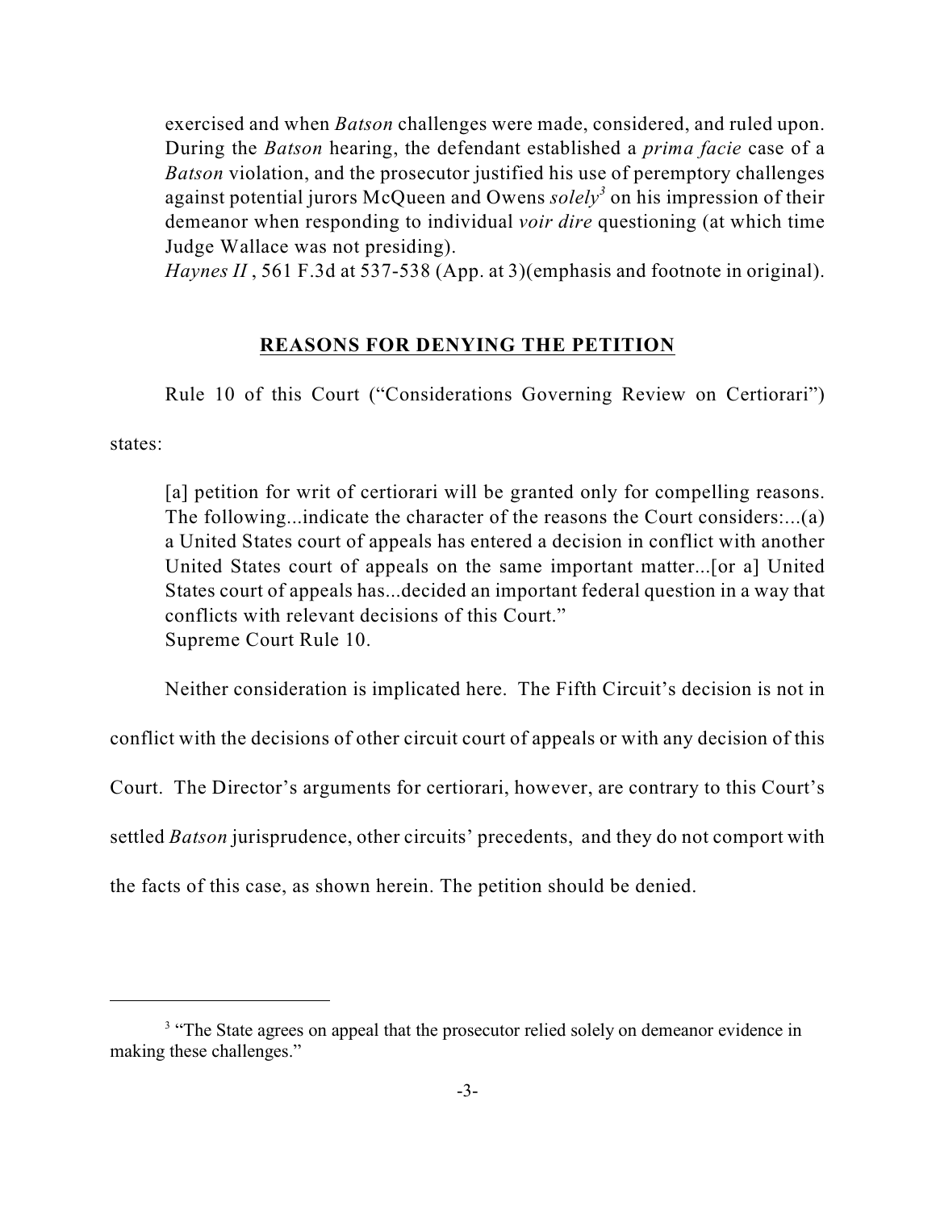> exercised and when *Batson* challenges were made, considered, and ruled upon. During the *Batson* hearing, the defendant established a *prima facie* case of a *Batson* violation, and the prosecutor justified his use of peremptory challenges against potential jurors McQueen and Owens *solely*[3] on his impression of their demeanor when responding to individual *voir dire* questioning (at which time Judge Wallace was not presiding).
>
> *Haynes II*, 561 F.3d at 537-538 (App. at 3)(emphasis and footnote in original).

## **REASONS FOR DENYING THE PETITION**

Rule 10 of this Court ("Considerations Governing Review on Certiorari") states:

> [a] petition for writ of certiorari will be granted only for compelling reasons. The following...indicate the character of the reasons the Court considers:...(a) a United States court of appeals has entered a decision in conflict with another United States court of appeals on the same important matter...[or a] United States court of appeals has...decided an important federal question in a way that conflicts with relevant decisions of this Court."
>
> Supreme Court Rule 10.

Neither consideration is implicated here. The Fifth Circuit's decision is not in conflict with the decisions of other circuit court of appeals or with any decision of this Court. The Director's arguments for certiorari, however, are contrary to this Court's settled *Batson* jurisprudence, other circuits' precedents, and they do not comport with the facts of this case, as shown herein. The petition should be denied.

---

[3] "The State agrees on appeal that the prosecutor relied solely on demeanor evidence in making these challenges."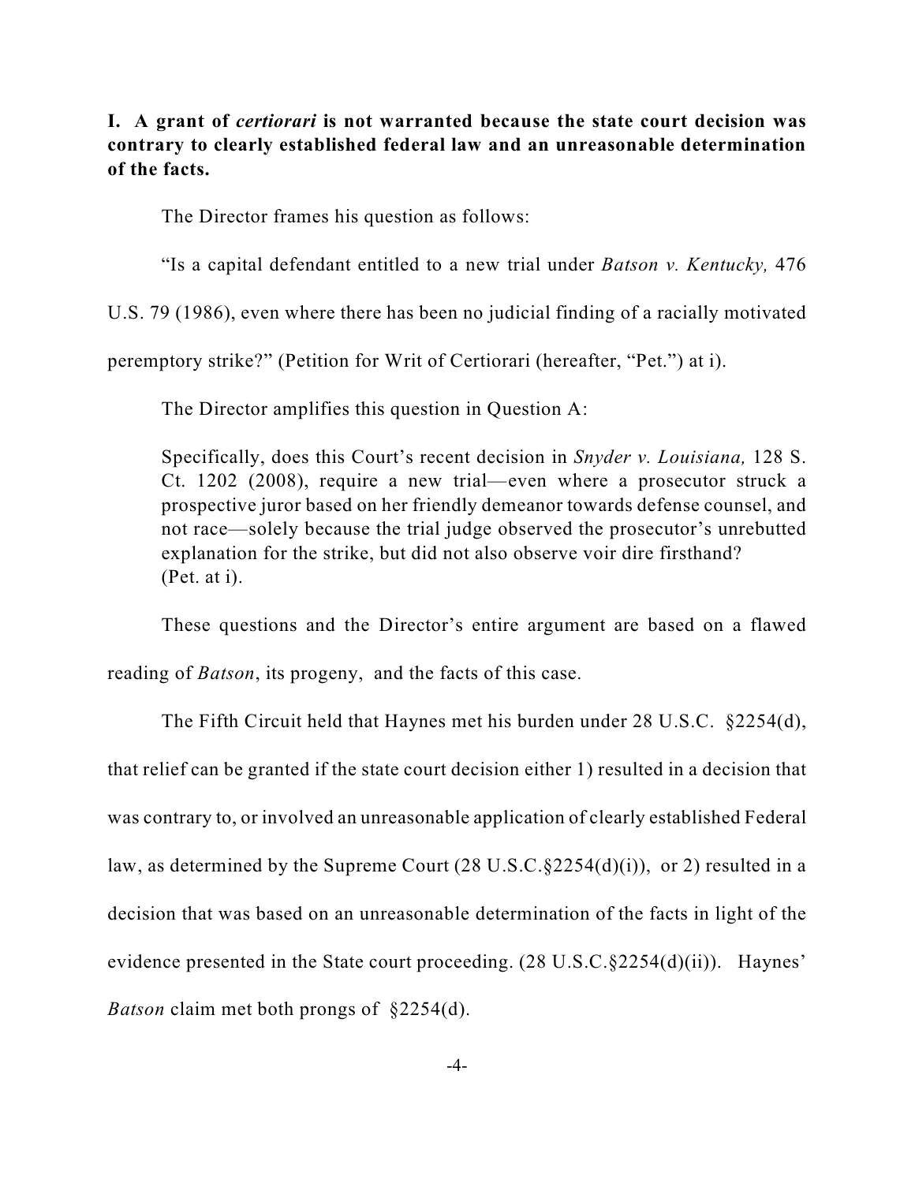**I. A grant of *certiorari* is not warranted because the state court decision was contrary to clearly established federal law and an unreasonable determination of the facts.**

The Director frames his question as follows:

"Is a capital defendant entitled to a new trial under *Batson v. Kentucky,* 476 U.S. 79 (1986), even where there has been no judicial finding of a racially motivated peremptory strike?" (Petition for Writ of Certiorari (hereafter, "Pet.") at i).

The Director amplifies this question in Question A:

> Specifically, does this Court's recent decision in *Snyder v. Louisiana,* 128 S. Ct. 1202 (2008), require a new trial—even where a prosecutor struck a prospective juror based on her friendly demeanor towards defense counsel, and not race—solely because the trial judge observed the prosecutor's unrebutted explanation for the strike, but did not also observe voir dire firsthand? (Pet. at i).

These questions and the Director's entire argument are based on a flawed reading of *Batson*, its progeny, and the facts of this case.

The Fifth Circuit held that Haynes met his burden under 28 U.S.C. §2254(d), that relief can be granted if the state court decision either 1) resulted in a decision that was contrary to, or involved an unreasonable application of clearly established Federal law, as determined by the Supreme Court (28 U.S.C.§2254(d)(i)), or 2) resulted in a decision that was based on an unreasonable determination of the facts in light of the evidence presented in the State court proceeding. (28 U.S.C.§2254(d)(ii)). Haynes' *Batson* claim met both prongs of §2254(d).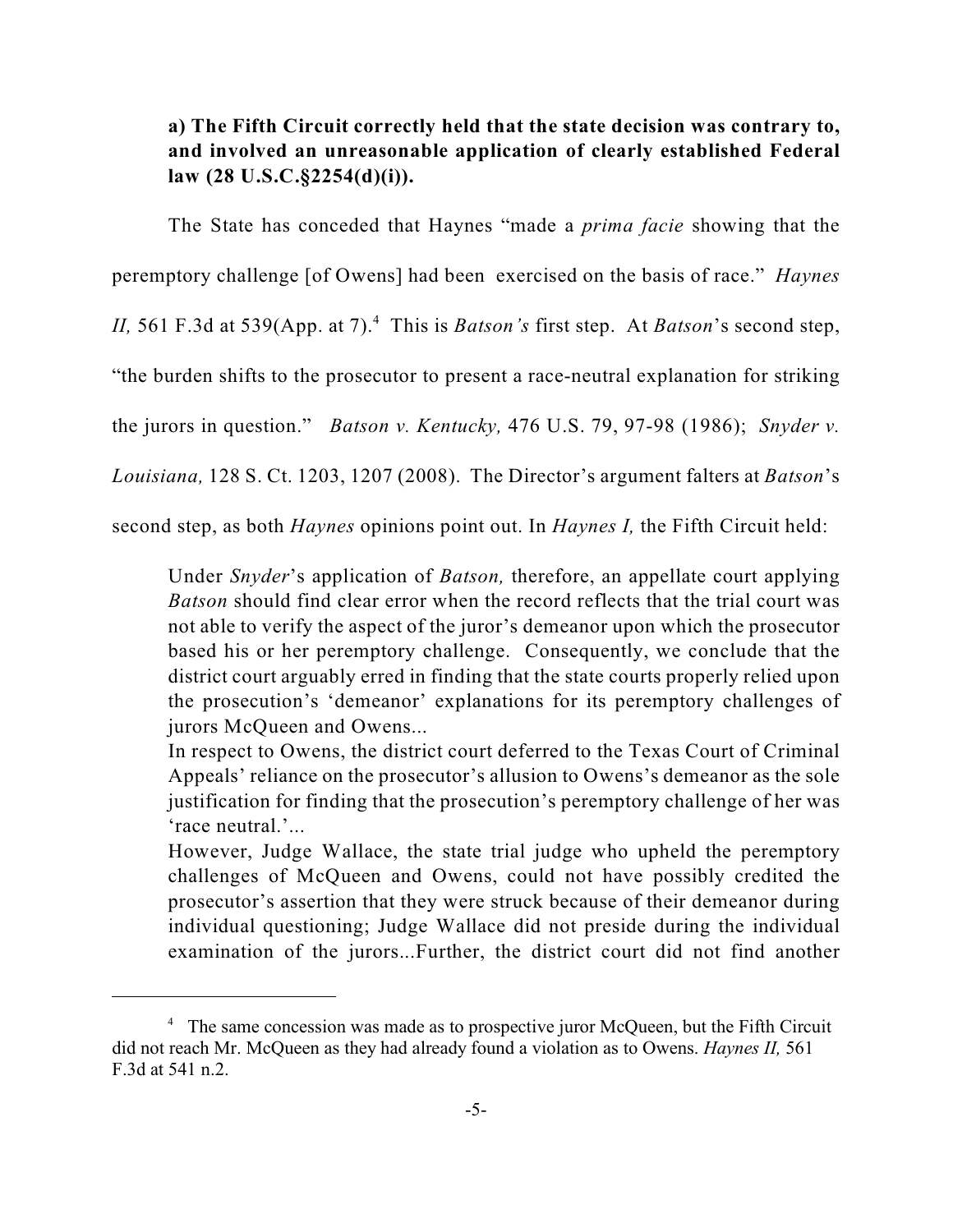**a) The Fifth Circuit correctly held that the state decision was contrary to, and involved an unreasonable application of clearly established Federal law (28 U.S.C.§2254(d)(i)).**

The State has conceded that Haynes "made a *prima facie* showing that the peremptory challenge [of Owens] had been exercised on the basis of race." *Haynes II,* 561 F.3d at 539(App. at 7).[4] This is *Batson's* first step. At *Batson*'s second step, "the burden shifts to the prosecutor to present a race-neutral explanation for striking the jurors in question." *Batson v. Kentucky,* 476 U.S. 79, 97-98 (1986); *Snyder v. Louisiana,* 128 S. Ct. 1203, 1207 (2008). The Director's argument falters at *Batson*'s second step, as both *Haynes* opinions point out. In *Haynes I,* the Fifth Circuit held:

> Under *Snyder*'s application of *Batson,* therefore, an appellate court applying *Batson* should find clear error when the record reflects that the trial court was not able to verify the aspect of the juror's demeanor upon which the prosecutor based his or her peremptory challenge. Consequently, we conclude that the district court arguably erred in finding that the state courts properly relied upon the prosecution's 'demeanor' explanations for its peremptory challenges of jurors McQueen and Owens...
>
> In respect to Owens, the district court deferred to the Texas Court of Criminal Appeals' reliance on the prosecutor's allusion to Owens's demeanor as the sole justification for finding that the prosecution's peremptory challenge of her was 'race neutral.'...
>
> However, Judge Wallace, the state trial judge who upheld the peremptory challenges of McQueen and Owens, could not have possibly credited the prosecutor's assertion that they were struck because of their demeanor during individual questioning; Judge Wallace did not preside during the individual examination of the jurors...Further, the district court did not find another

[4] The same concession was made as to prospective juror McQueen, but the Fifth Circuit did not reach Mr. McQueen as they had already found a violation as to Owens. *Haynes II,* 561 F.3d at 541 n.2.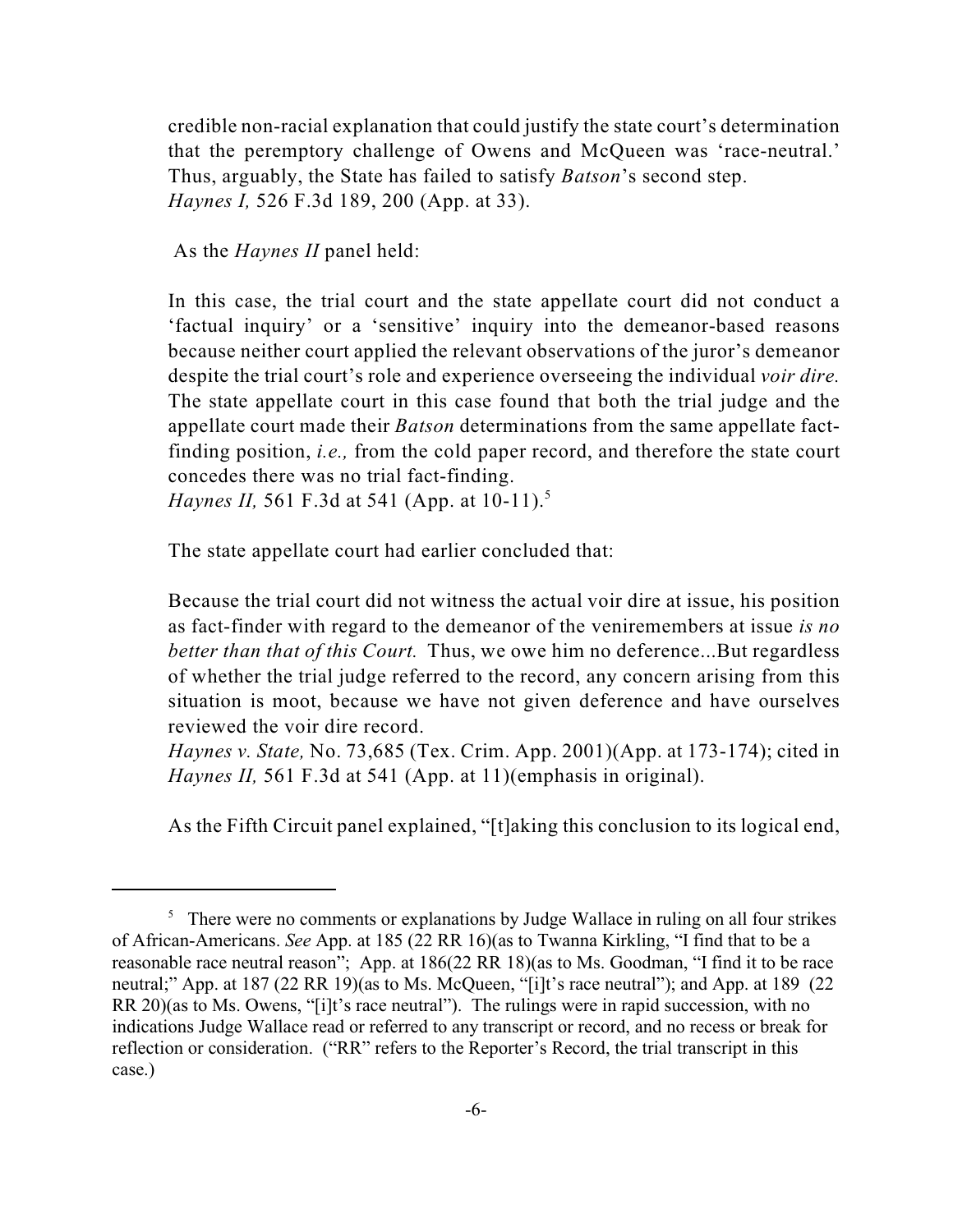credible non-racial explanation that could justify the state court's determination that the peremptory challenge of Owens and McQueen was 'race-neutral.' Thus, arguably, the State has failed to satisfy *Batson*'s second step.
*Haynes I,* 526 F.3d 189, 200 (App. at 33).

As the *Haynes II* panel held:

> In this case, the trial court and the state appellate court did not conduct a 'factual inquiry' or a 'sensitive' inquiry into the demeanor-based reasons because neither court applied the relevant observations of the juror's demeanor despite the trial court's role and experience overseeing the individual *voir dire.* The state appellate court in this case found that both the trial judge and the appellate court made their *Batson* determinations from the same appellate fact-finding position, *i.e.,* from the cold paper record, and therefore the state court concedes there was no trial fact-finding.
> *Haynes II,* 561 F.3d at 541 (App. at 10-11).[5]

The state appellate court had earlier concluded that:

> Because the trial court did not witness the actual voir dire at issue, his position as fact-finder with regard to the demeanor of the veniremembers at issue *is no better than that of this Court.* Thus, we owe him no deference...But regardless of whether the trial judge referred to the record, any concern arising from this situation is moot, because we have not given deference and have ourselves reviewed the voir dire record.
> *Haynes v. State,* No. 73,685 (Tex. Crim. App. 2001)(App. at 173-174); cited in *Haynes II,* 561 F.3d at 541 (App. at 11)(emphasis in original).

As the Fifth Circuit panel explained, "[t]aking this conclusion to its logical end,

---

[5] There were no comments or explanations by Judge Wallace in ruling on all four strikes of African-Americans. *See* App. at 185 (22 RR 16)(as to Twanna Kirkling, "I find that to be a reasonable race neutral reason"; App. at 186(22 RR 18)(as to Ms. Goodman, "I find it to be race neutral;" App. at 187 (22 RR 19)(as to Ms. McQueen, "[i]t's race neutral"); and App. at 189 (22 RR 20)(as to Ms. Owens, "[i]t's race neutral"). The rulings were in rapid succession, with no indications Judge Wallace read or referred to any transcript or record, and no recess or break for reflection or consideration. ("RR" refers to the Reporter's Record, the trial transcript in this case.)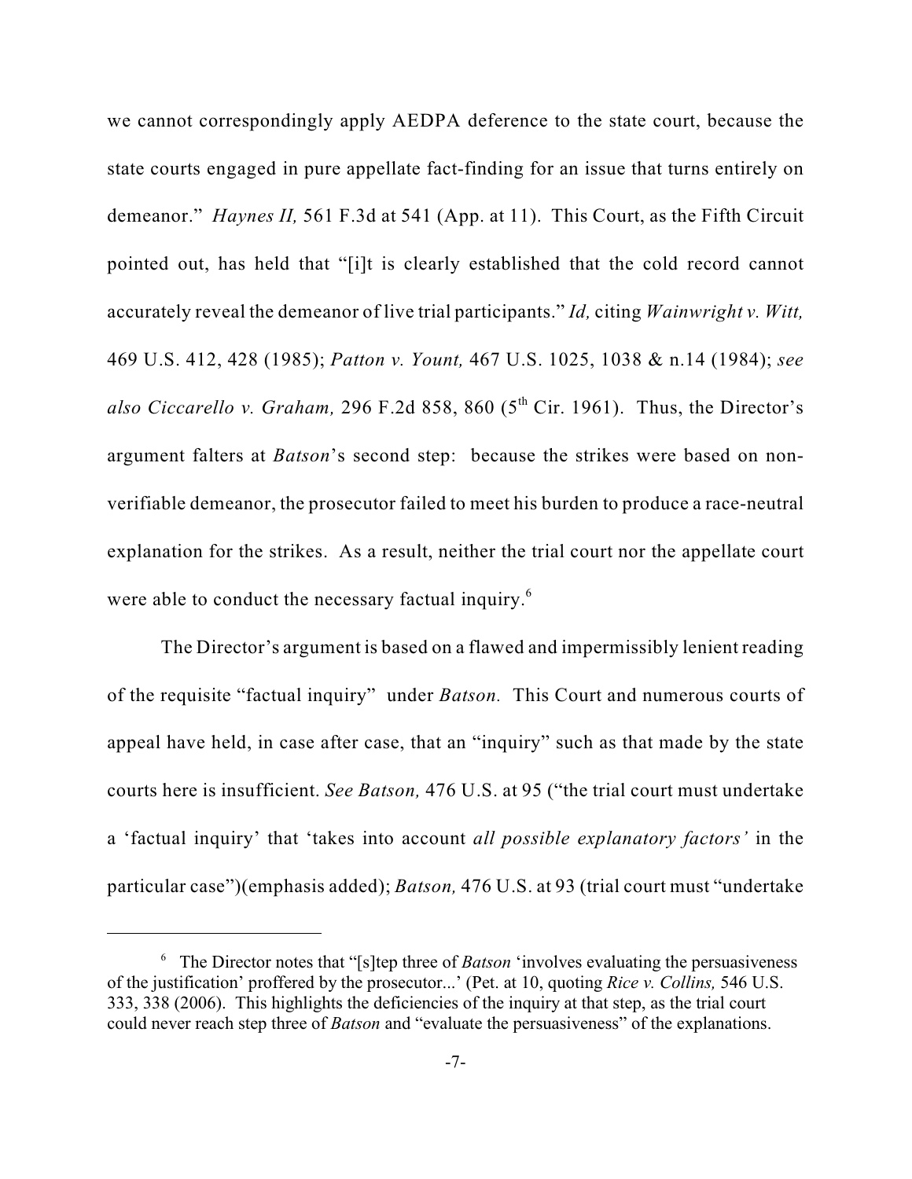we cannot correspondingly apply AEDPA deference to the state court, because the state courts engaged in pure appellate fact-finding for an issue that turns entirely on demeanor." *Haynes II,* 561 F.3d at 541 (App. at 11). This Court, as the Fifth Circuit pointed out, has held that "[i]t is clearly established that the cold record cannot accurately reveal the demeanor of live trial participants." *Id,* citing *Wainwright v. Witt,* 469 U.S. 412, 428 (1985); *Patton v. Yount,* 467 U.S. 1025, 1038 & n.14 (1984); *see also Ciccarello v. Graham,* 296 F.2d 858, 860 (5th Cir. 1961). Thus, the Director's argument falters at *Batson*'s second step: because the strikes were based on non-verifiable demeanor, the prosecutor failed to meet his burden to produce a race-neutral explanation for the strikes. As a result, neither the trial court nor the appellate court were able to conduct the necessary factual inquiry.[6]

The Director's argument is based on a flawed and impermissibly lenient reading of the requisite "factual inquiry" under *Batson.* This Court and numerous courts of appeal have held, in case after case, that an "inquiry" such as that made by the state courts here is insufficient. *See Batson,* 476 U.S. at 95 ("the trial court must undertake a 'factual inquiry' that 'takes into account *all possible explanatory factors'* in the particular case")(emphasis added); *Batson,* 476 U.S. at 93 (trial court must "undertake

---

[6] The Director notes that "[s]tep three of *Batson* 'involves evaluating the persuasiveness of the justification' proffered by the prosecutor...' (Pet. at 10, quoting *Rice v. Collins,* 546 U.S. 333, 338 (2006). This highlights the deficiencies of the inquiry at that step, as the trial court could never reach step three of *Batson* and "evaluate the persuasiveness" of the explanations.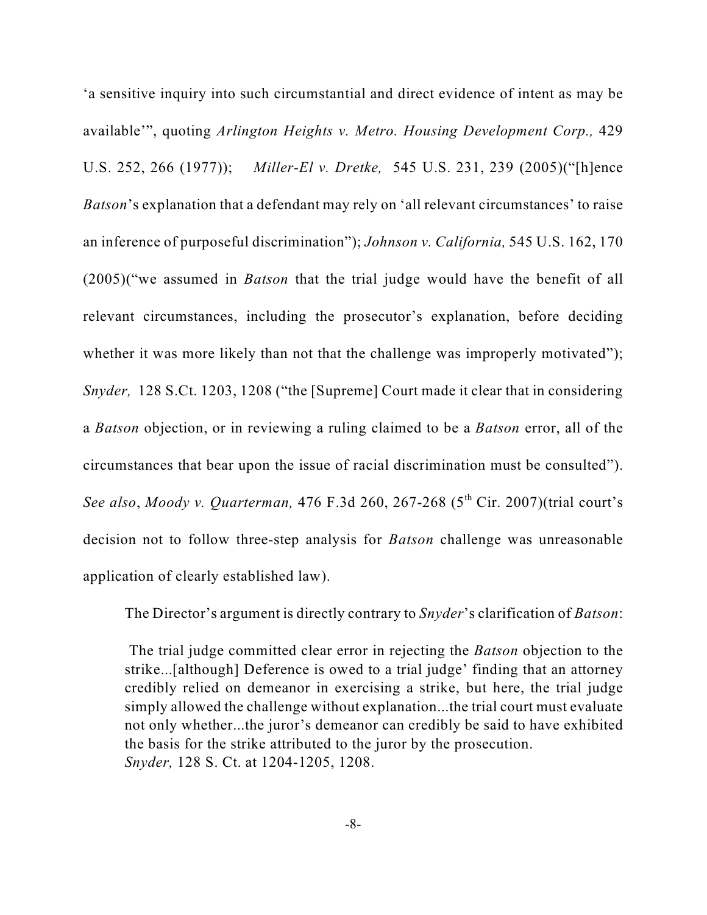‘a sensitive inquiry into such circumstantial and direct evidence of intent as may be available’”, quoting *Arlington Heights v. Metro. Housing Development Corp.,* 429 U.S. 252, 266 (1977)); *Miller-El v. Dretke,* 545 U.S. 231, 239 (2005)(“[h]ence *Batson*’s explanation that a defendant may rely on ‘all relevant circumstances’ to raise an inference of purposeful discrimination”); *Johnson v. California,* 545 U.S. 162, 170 (2005)(“we assumed in *Batson* that the trial judge would have the benefit of all relevant circumstances, including the prosecutor’s explanation, before deciding whether it was more likely than not that the challenge was improperly motivated”); *Snyder,* 128 S.Ct. 1203, 1208 (“the [Supreme] Court made it clear that in considering a *Batson* objection, or in reviewing a ruling claimed to be a *Batson* error, all of the circumstances that bear upon the issue of racial discrimination must be consulted”). *See also*, *Moody v. Quarterman,* 476 F.3d 260, 267-268 (5th Cir. 2007)(trial court’s decision not to follow three-step analysis for *Batson* challenge was unreasonable application of clearly established law).

The Director’s argument is directly contrary to *Snyder*’s clarification of *Batson*:

> The trial judge committed clear error in rejecting the *Batson* objection to the strike...[although] Deference is owed to a trial judge’ finding that an attorney credibly relied on demeanor in exercising a strike, but here, the trial judge simply allowed the challenge without explanation...the trial court must evaluate not only whether...the juror’s demeanor can credibly be said to have exhibited the basis for the strike attributed to the juror by the prosecution.
> *Snyder,* 128 S. Ct. at 1204-1205, 1208.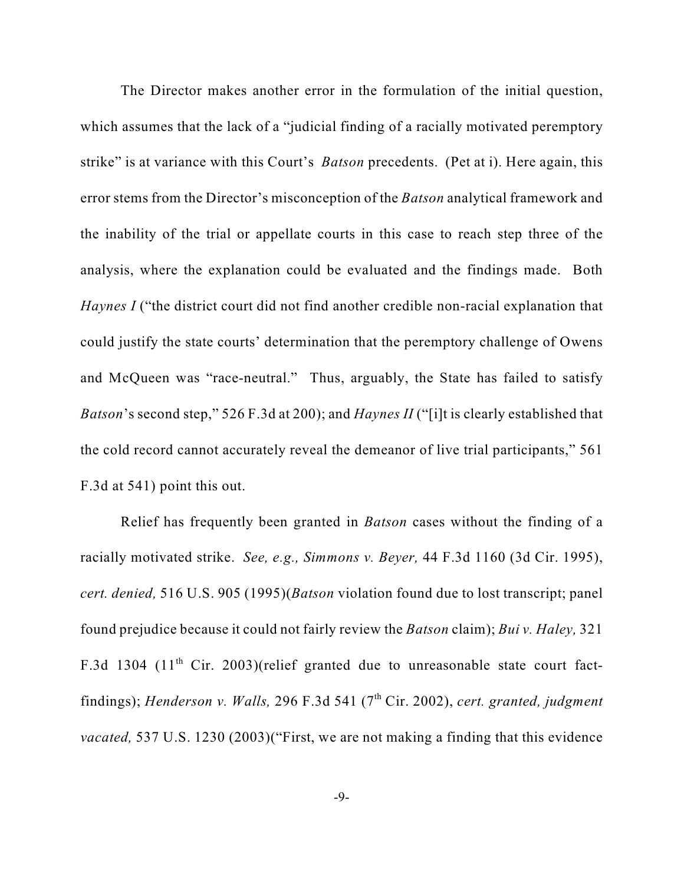The Director makes another error in the formulation of the initial question, which assumes that the lack of a "judicial finding of a racially motivated peremptory strike" is at variance with this Court's *Batson* precedents. (Pet at i). Here again, this error stems from the Director's misconception of the *Batson* analytical framework and the inability of the trial or appellate courts in this case to reach step three of the analysis, where the explanation could be evaluated and the findings made. Both *Haynes I* ("the district court did not find another credible non-racial explanation that could justify the state courts' determination that the peremptory challenge of Owens and McQueen was "race-neutral." Thus, arguably, the State has failed to satisfy *Batson*'s second step," 526 F.3d at 200); and *Haynes II* ("[i]t is clearly established that the cold record cannot accurately reveal the demeanor of live trial participants," 561 F.3d at 541) point this out.

Relief has frequently been granted in *Batson* cases without the finding of a racially motivated strike. *See, e.g., Simmons v. Beyer,* 44 F.3d 1160 (3d Cir. 1995), *cert. denied,* 516 U.S. 905 (1995)(*Batson* violation found due to lost transcript; panel found prejudice because it could not fairly review the *Batson* claim); *Bui v. Haley,* 321 F.3d 1304 (11th Cir. 2003)(relief granted due to unreasonable state court fact-findings); *Henderson v. Walls,* 296 F.3d 541 (7th Cir. 2002), *cert. granted, judgment vacated,* 537 U.S. 1230 (2003)("First, we are not making a finding that this evidence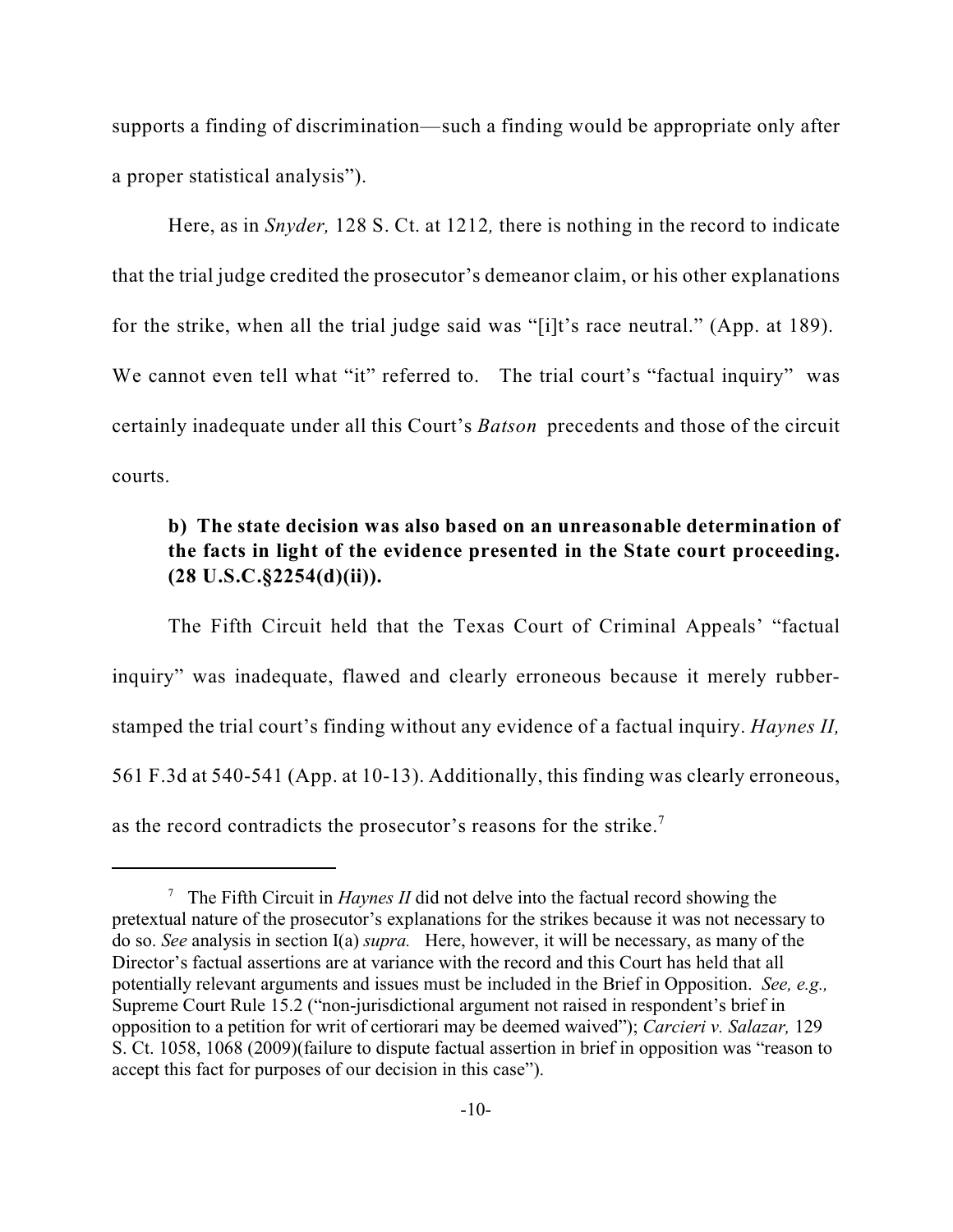supports a finding of discrimination—such a finding would be appropriate only after a proper statistical analysis").

Here, as in *Snyder,* 128 S. Ct. at 1212*,* there is nothing in the record to indicate that the trial judge credited the prosecutor's demeanor claim, or his other explanations for the strike, when all the trial judge said was "[i]t's race neutral." (App. at 189). We cannot even tell what "it" referred to. The trial court's "factual inquiry" was certainly inadequate under all this Court's *Batson* precedents and those of the circuit courts.

**b) The state decision was also based on an unreasonable determination of the facts in light of the evidence presented in the State court proceeding. (28 U.S.C.§2254(d)(ii)).**

The Fifth Circuit held that the Texas Court of Criminal Appeals' "factual inquiry" was inadequate, flawed and clearly erroneous because it merely rubber-stamped the trial court's finding without any evidence of a factual inquiry. *Haynes II,* 561 F.3d at 540-541 (App. at 10-13). Additionally, this finding was clearly erroneous, as the record contradicts the prosecutor's reasons for the strike.[7]

---

[7] The Fifth Circuit in *Haynes II* did not delve into the factual record showing the pretextual nature of the prosecutor's explanations for the strikes because it was not necessary to do so. *See* analysis in section I(a) *supra.* Here, however, it will be necessary, as many of the Director's factual assertions are at variance with the record and this Court has held that all potentially relevant arguments and issues must be included in the Brief in Opposition. *See, e.g.,* Supreme Court Rule 15.2 ("non-jurisdictional argument not raised in respondent's brief in opposition to a petition for writ of certiorari may be deemed waived"); *Carcieri v. Salazar,* 129 S. Ct. 1058, 1068 (2009)(failure to dispute factual assertion in brief in opposition was "reason to accept this fact for purposes of our decision in this case").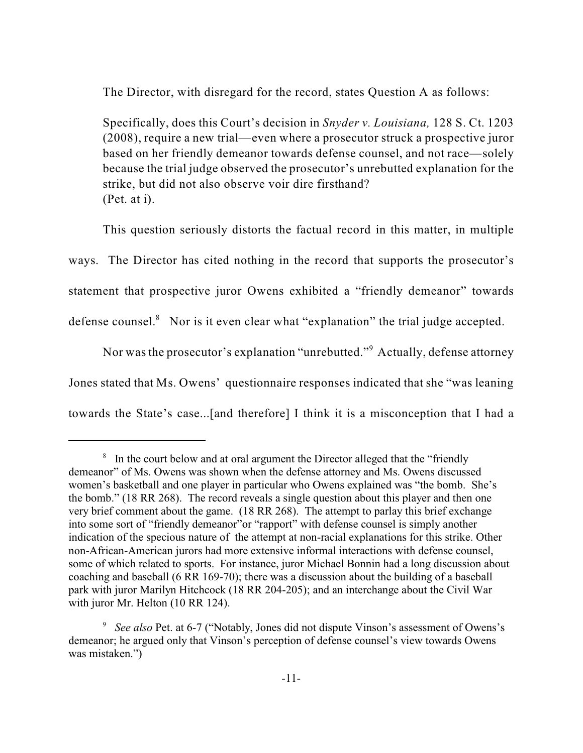The Director, with disregard for the record, states Question A as follows:

> Specifically, does this Court's decision in *Snyder v. Louisiana,* 128 S. Ct. 1203 (2008), require a new trial—even where a prosecutor struck a prospective juror based on her friendly demeanor towards defense counsel, and not race—solely because the trial judge observed the prosecutor's unrebutted explanation for the strike, but did not also observe voir dire firsthand?
> (Pet. at i).

This question seriously distorts the factual record in this matter, in multiple ways. The Director has cited nothing in the record that supports the prosecutor's statement that prospective juror Owens exhibited a "friendly demeanor" towards defense counsel.[8] Nor is it even clear what "explanation" the trial judge accepted.

Nor was the prosecutor's explanation "unrebutted."[9] Actually, defense attorney Jones stated that Ms. Owens' questionnaire responses indicated that she "was leaning towards the State's case...[and therefore] I think it is a misconception that I had a

---

[8] In the court below and at oral argument the Director alleged that the "friendly demeanor" of Ms. Owens was shown when the defense attorney and Ms. Owens discussed women's basketball and one player in particular who Owens explained was "the bomb. She's the bomb." (18 RR 268). The record reveals a single question about this player and then one very brief comment about the game. (18 RR 268). The attempt to parlay this brief exchange into some sort of "friendly demeanor" or "rapport" with defense counsel is simply another indication of the specious nature of the attempt at non-racial explanations for this strike. Other non-African-American jurors had more extensive informal interactions with defense counsel, some of which related to sports. For instance, juror Michael Bonnin had a long discussion about coaching and baseball (6 RR 169-70); there was a discussion about the building of a baseball park with juror Marilyn Hitchcock (18 RR 204-205); and an interchange about the Civil War with juror Mr. Helton (10 RR 124).

[9] *See also* Pet. at 6-7 ("Notably, Jones did not dispute Vinson's assessment of Owens's demeanor; he argued only that Vinson's perception of defense counsel's view towards Owens was mistaken.")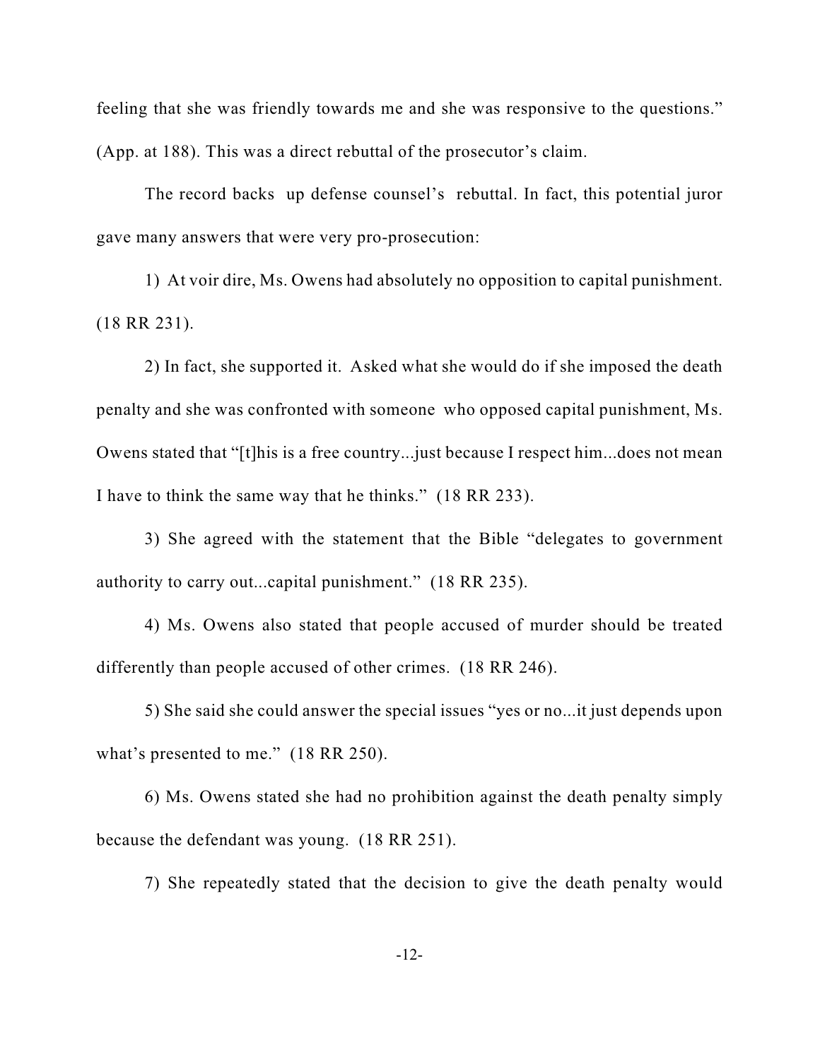feeling that she was friendly towards me and she was responsive to the questions." (App. at 188). This was a direct rebuttal of the prosecutor's claim.

The record backs up defense counsel's rebuttal. In fact, this potential juror gave many answers that were very pro-prosecution:

1) At voir dire, Ms. Owens had absolutely no opposition to capital punishment. (18 RR 231).

2) In fact, she supported it. Asked what she would do if she imposed the death penalty and she was confronted with someone who opposed capital punishment, Ms. Owens stated that "[t]his is a free country...just because I respect him...does not mean I have to think the same way that he thinks." (18 RR 233).

3) She agreed with the statement that the Bible "delegates to government authority to carry out...capital punishment." (18 RR 235).

4) Ms. Owens also stated that people accused of murder should be treated differently than people accused of other crimes. (18 RR 246).

5) She said she could answer the special issues "yes or no...it just depends upon what's presented to me." (18 RR 250).

6) Ms. Owens stated she had no prohibition against the death penalty simply because the defendant was young. (18 RR 251).

7) She repeatedly stated that the decision to give the death penalty would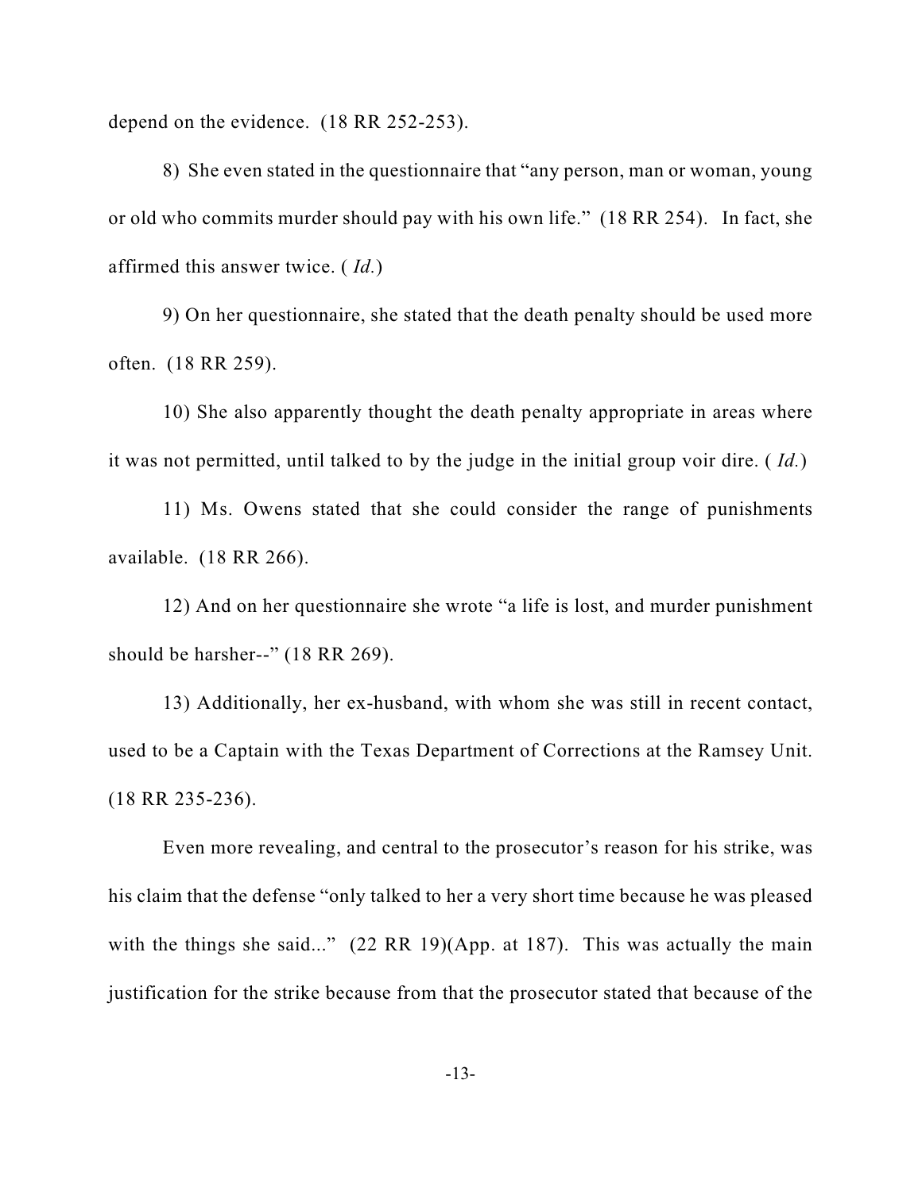depend on the evidence. (18 RR 252-253).

8) She even stated in the questionnaire that "any person, man or woman, young or old who commits murder should pay with his own life." (18 RR 254). In fact, she affirmed this answer twice. ( *Id.*)

9) On her questionnaire, she stated that the death penalty should be used more often. (18 RR 259).

10) She also apparently thought the death penalty appropriate in areas where it was not permitted, until talked to by the judge in the initial group voir dire. ( *Id.*)

11) Ms. Owens stated that she could consider the range of punishments available. (18 RR 266).

12) And on her questionnaire she wrote "a life is lost, and murder punishment should be harsher--" (18 RR 269).

13) Additionally, her ex-husband, with whom she was still in recent contact, used to be a Captain with the Texas Department of Corrections at the Ramsey Unit. (18 RR 235-236).

Even more revealing, and central to the prosecutor's reason for his strike, was his claim that the defense "only talked to her a very short time because he was pleased with the things she said..." (22 RR 19)(App. at 187). This was actually the main justification for the strike because from that the prosecutor stated that because of the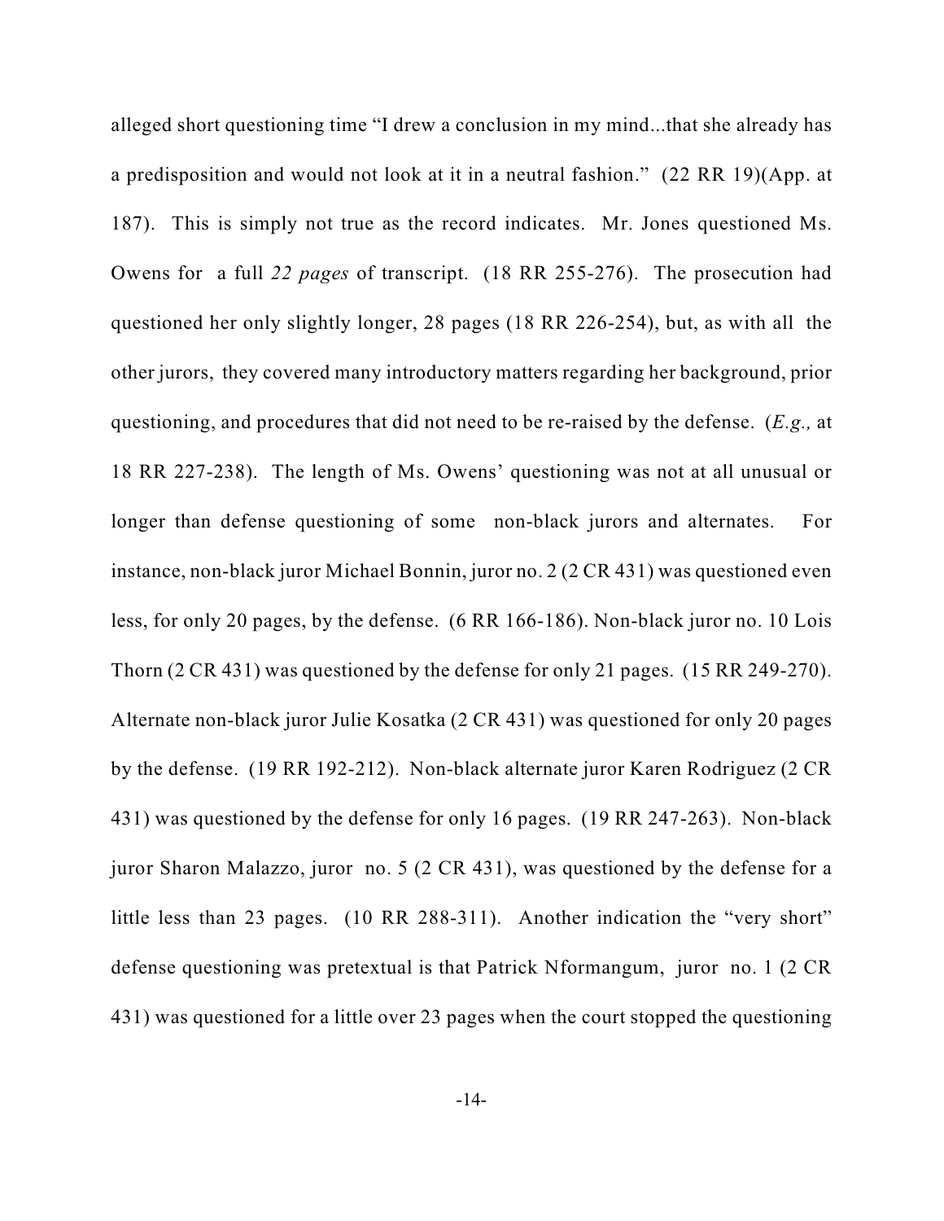alleged short questioning time "I drew a conclusion in my mind...that she already has a predisposition and would not look at it in a neutral fashion." (22 RR 19)(App. at 187). This is simply not true as the record indicates. Mr. Jones questioned Ms. Owens for a full *22 pages* of transcript. (18 RR 255-276). The prosecution had questioned her only slightly longer, 28 pages (18 RR 226-254), but, as with all the other jurors, they covered many introductory matters regarding her background, prior questioning, and procedures that did not need to be re-raised by the defense. (*E.g.,* at 18 RR 227-238). The length of Ms. Owens' questioning was not at all unusual or longer than defense questioning of some non-black jurors and alternates. For instance, non-black juror Michael Bonnin, juror no. 2 (2 CR 431) was questioned even less, for only 20 pages, by the defense. (6 RR 166-186). Non-black juror no. 10 Lois Thorn (2 CR 431) was questioned by the defense for only 21 pages. (15 RR 249-270). Alternate non-black juror Julie Kosatka (2 CR 431) was questioned for only 20 pages by the defense. (19 RR 192-212). Non-black alternate juror Karen Rodriguez (2 CR 431) was questioned by the defense for only 16 pages. (19 RR 247-263). Non-black juror Sharon Malazzo, juror no. 5 (2 CR 431), was questioned by the defense for a little less than 23 pages. (10 RR 288-311). Another indication the "very short" defense questioning was pretextual is that Patrick Nformangum, juror no. 1 (2 CR 431) was questioned for a little over 23 pages when the court stopped the questioning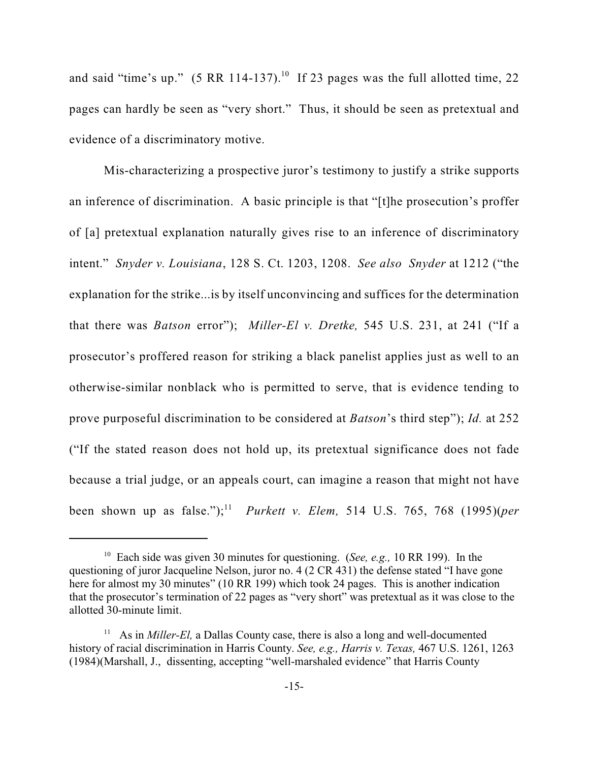and said "time's up." (5 RR 114-137).[10] If 23 pages was the full allotted time, 22 pages can hardly be seen as "very short." Thus, it should be seen as pretextual and evidence of a discriminatory motive.

Mis-characterizing a prospective juror's testimony to justify a strike supports an inference of discrimination. A basic principle is that "[t]he prosecution's proffer of [a] pretextual explanation naturally gives rise to an inference of discriminatory intent." *Snyder v. Louisiana*, 128 S. Ct. 1203, 1208. *See also Snyder* at 1212 ("the explanation for the strike...is by itself unconvincing and suffices for the determination that there was *Batson* error"); *Miller-El v. Dretke,* 545 U.S. 231, at 241 ("If a prosecutor's proffered reason for striking a black panelist applies just as well to an otherwise-similar nonblack who is permitted to serve, that is evidence tending to prove purposeful discrimination to be considered at *Batson*'s third step"); *Id.* at 252 ("If the stated reason does not hold up, its pretextual significance does not fade because a trial judge, or an appeals court, can imagine a reason that might not have been shown up as false.");[11] *Purkett v. Elem,* 514 U.S. 765, 768 (1995)(*per*

---

[10] Each side was given 30 minutes for questioning. (*See, e.g.,* 10 RR 199). In the questioning of juror Jacqueline Nelson, juror no. 4 (2 CR 431) the defense stated "I have gone here for almost my 30 minutes" (10 RR 199) which took 24 pages. This is another indication that the prosecutor's termination of 22 pages as "very short" was pretextual as it was close to the allotted 30-minute limit.

[11] As in *Miller-El,* a Dallas County case, there is also a long and well-documented history of racial discrimination in Harris County. *See, e.g., Harris v. Texas,* 467 U.S. 1261, 1263 (1984)(Marshall, J., dissenting, accepting "well-marshaled evidence" that Harris County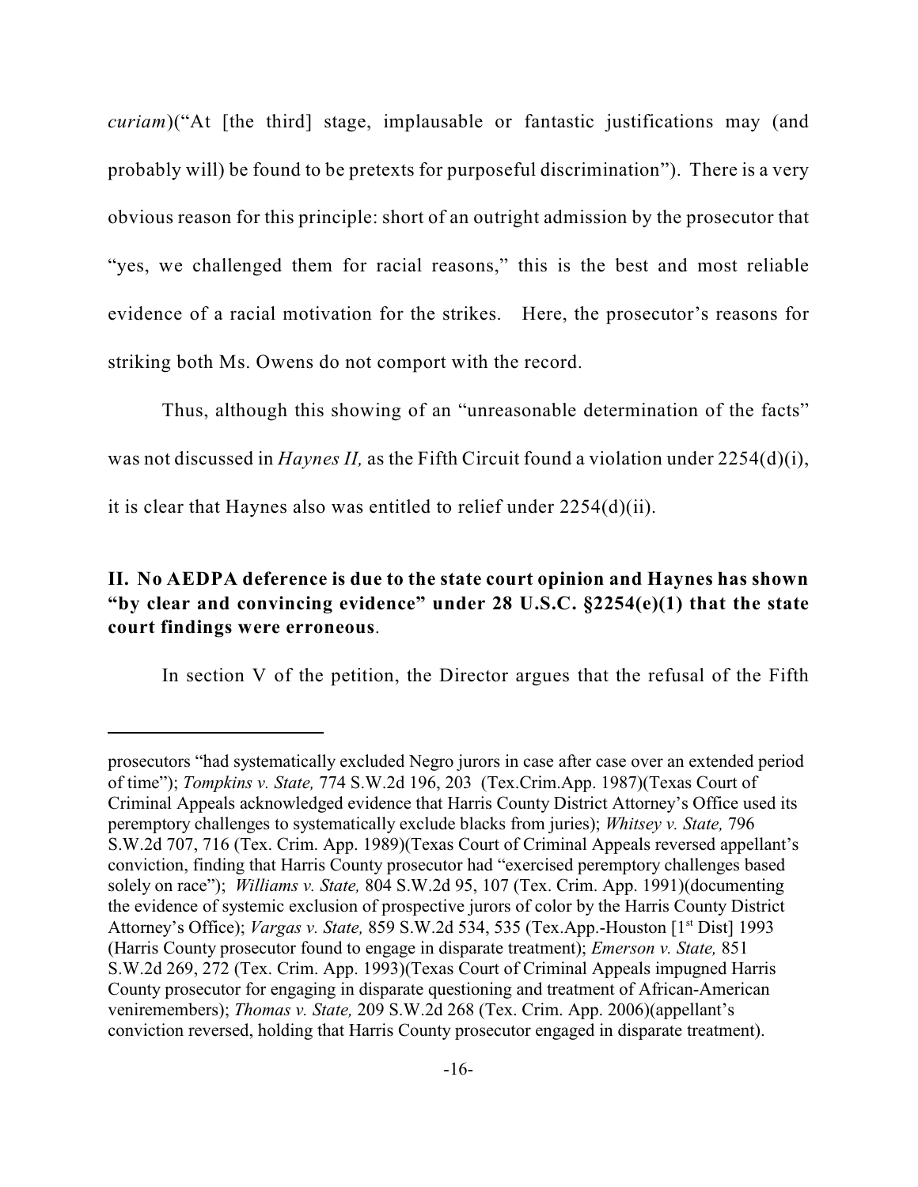*curiam*)("At [the third] stage, implausable or fantastic justifications may (and probably will) be found to be pretexts for purposeful discrimination"). There is a very obvious reason for this principle: short of an outright admission by the prosecutor that "yes, we challenged them for racial reasons," this is the best and most reliable evidence of a racial motivation for the strikes. Here, the prosecutor's reasons for striking both Ms. Owens do not comport with the record.

Thus, although this showing of an "unreasonable determination of the facts" was not discussed in *Haynes II,* as the Fifth Circuit found a violation under 2254(d)(i), it is clear that Haynes also was entitled to relief under 2254(d)(ii).

**II. No AEDPA deference is due to the state court opinion and Haynes has shown "by clear and convincing evidence" under 28 U.S.C. §2254(e)(1) that the state court findings were erroneous**.

In section V of the petition, the Director argues that the refusal of the Fifth

---

prosecutors "had systematically excluded Negro jurors in case after case over an extended period of time"); *Tompkins v. State,* 774 S.W.2d 196, 203 (Tex.Crim.App. 1987)(Texas Court of Criminal Appeals acknowledged evidence that Harris County District Attorney's Office used its peremptory challenges to systematically exclude blacks from juries); *Whitsey v. State,* 796 S.W.2d 707, 716 (Tex. Crim. App. 1989)(Texas Court of Criminal Appeals reversed appellant's conviction, finding that Harris County prosecutor had "exercised peremptory challenges based solely on race"); *Williams v. State,* 804 S.W.2d 95, 107 (Tex. Crim. App. 1991)(documenting the evidence of systemic exclusion of prospective jurors of color by the Harris County District Attorney's Office); *Vargas v. State,* 859 S.W.2d 534, 535 (Tex.App.-Houston [1st Dist] 1993 (Harris County prosecutor found to engage in disparate treatment); *Emerson v. State,* 851 S.W.2d 269, 272 (Tex. Crim. App. 1993)(Texas Court of Criminal Appeals impugned Harris County prosecutor for engaging in disparate questioning and treatment of African-American veniremembers); *Thomas v. State,* 209 S.W.2d 268 (Tex. Crim. App. 2006)(appellant's conviction reversed, holding that Harris County prosecutor engaged in disparate treatment).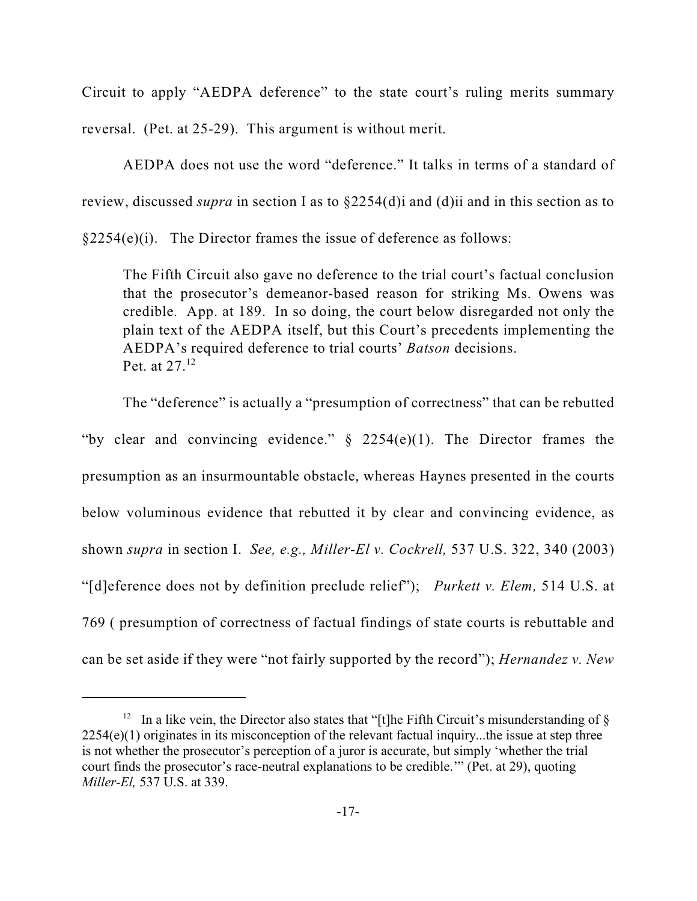Circuit to apply "AEDPA deference" to the state court's ruling merits summary reversal. (Pet. at 25-29). This argument is without merit.

AEDPA does not use the word "deference." It talks in terms of a standard of review, discussed *supra* in section I as to §2254(d)i and (d)ii and in this section as to §2254(e)(i). The Director frames the issue of deference as follows:

> The Fifth Circuit also gave no deference to the trial court's factual conclusion that the prosecutor's demeanor-based reason for striking Ms. Owens was credible. App. at 189. In so doing, the court below disregarded not only the plain text of the AEDPA itself, but this Court's precedents implementing the AEDPA's required deference to trial courts' *Batson* decisions.
> Pet. at 27.[12]

The "deference" is actually a "presumption of correctness" that can be rebutted "by clear and convincing evidence." § 2254(e)(1). The Director frames the presumption as an insurmountable obstacle, whereas Haynes presented in the courts below voluminous evidence that rebutted it by clear and convincing evidence, as shown *supra* in section I. *See, e.g., Miller-El v. Cockrell,* 537 U.S. 322, 340 (2003) "[d]eference does not by definition preclude relief"); *Purkett v. Elem,* 514 U.S. at 769 ( presumption of correctness of factual findings of state courts is rebuttable and can be set aside if they were "not fairly supported by the record"); *Hernandez v. New*

---

[12] In a like vein, the Director also states that "[t]he Fifth Circuit's misunderstanding of § 2254(e)(1) originates in its misconception of the relevant factual inquiry...the issue at step three is not whether the prosecutor's perception of a juror is accurate, but simply 'whether the trial court finds the prosecutor's race-neutral explanations to be credible.'" (Pet. at 29), quoting *Miller-El,* 537 U.S. at 339.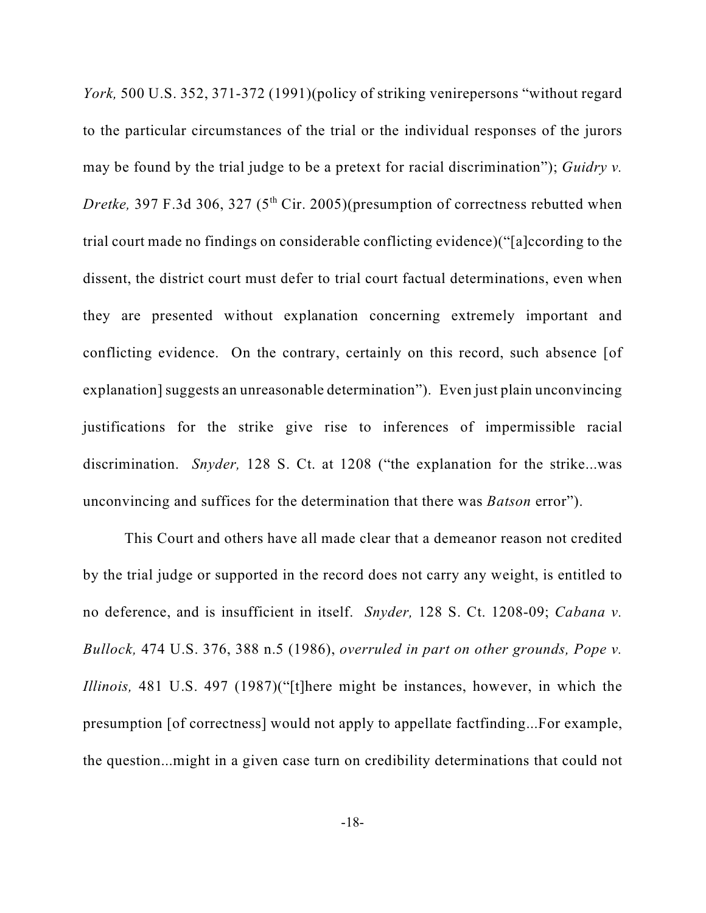*York,* 500 U.S. 352, 371-372 (1991)(policy of striking venirepersons "without regard to the particular circumstances of the trial or the individual responses of the jurors may be found by the trial judge to be a pretext for racial discrimination"); *Guidry v. Dretke,* 397 F.3d 306, 327 (5th Cir. 2005)(presumption of correctness rebutted when trial court made no findings on considerable conflicting evidence)("[a]ccording to the dissent, the district court must defer to trial court factual determinations, even when they are presented without explanation concerning extremely important and conflicting evidence. On the contrary, certainly on this record, such absence [of explanation] suggests an unreasonable determination"). Even just plain unconvincing justifications for the strike give rise to inferences of impermissible racial discrimination. *Snyder,* 128 S. Ct. at 1208 ("the explanation for the strike...was unconvincing and suffices for the determination that there was *Batson* error").

This Court and others have all made clear that a demeanor reason not credited by the trial judge or supported in the record does not carry any weight, is entitled to no deference, and is insufficient in itself. *Snyder,* 128 S. Ct. 1208-09; *Cabana v. Bullock,* 474 U.S. 376, 388 n.5 (1986), *overruled in part on other grounds, Pope v. Illinois,* 481 U.S. 497 (1987)("[t]here might be instances, however, in which the presumption [of correctness] would not apply to appellate factfinding...For example, the question...might in a given case turn on credibility determinations that could not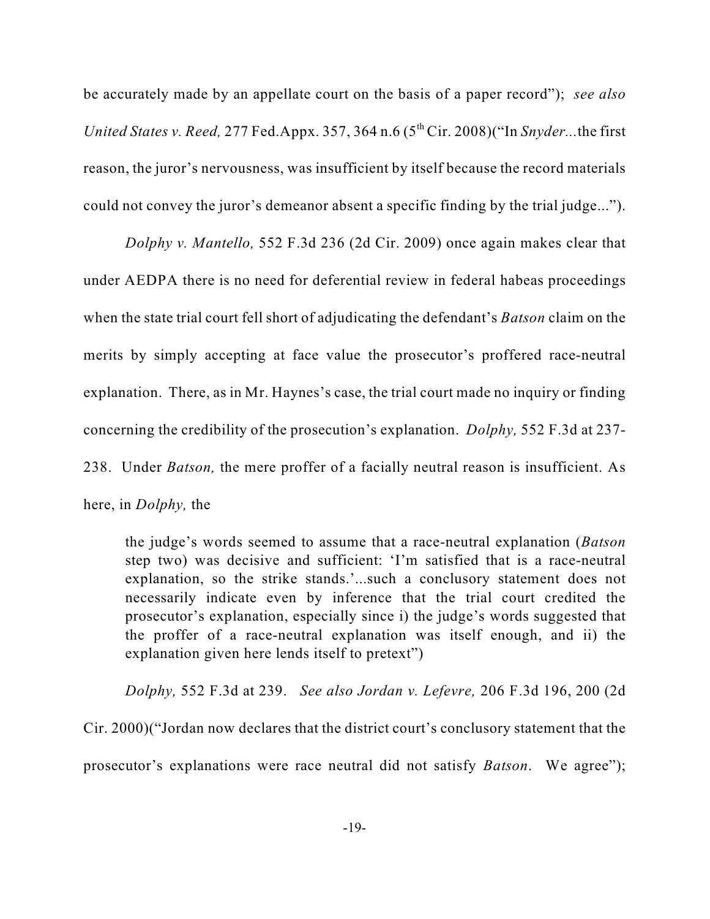be accurately made by an appellate court on the basis of a paper record"); *see also United States v. Reed,* 277 Fed.Appx. 357, 364 n.6 (5th Cir. 2008)("In *Snyder*...the first reason, the juror's nervousness, was insufficient by itself because the record materials could not convey the juror's demeanor absent a specific finding by the trial judge...").

*Dolphy v. Mantello,* 552 F.3d 236 (2d Cir. 2009) once again makes clear that under AEDPA there is no need for deferential review in federal habeas proceedings when the state trial court fell short of adjudicating the defendant's *Batson* claim on the merits by simply accepting at face value the prosecutor's proffered race-neutral explanation. There, as in Mr. Haynes's case, the trial court made no inquiry or finding concerning the credibility of the prosecution's explanation. *Dolphy,* 552 F.3d at 237-238. Under *Batson,* the mere proffer of a facially neutral reason is insufficient. As here, in *Dolphy,* the

> the judge's words seemed to assume that a race-neutral explanation (*Batson* step two) was decisive and sufficient: 'I'm satisfied that is a race-neutral explanation, so the strike stands.'...such a conclusory statement does not necessarily indicate even by inference that the trial court credited the prosecutor's explanation, especially since i) the judge's words suggested that the proffer of a race-neutral explanation was itself enough, and ii) the explanation given here lends itself to pretext")

*Dolphy,* 552 F.3d at 239. *See also Jordan v. Lefevre,* 206 F.3d 196, 200 (2d Cir. 2000)("Jordan now declares that the district court's conclusory statement that the prosecutor's explanations were race neutral did not satisfy *Batson*. We agree");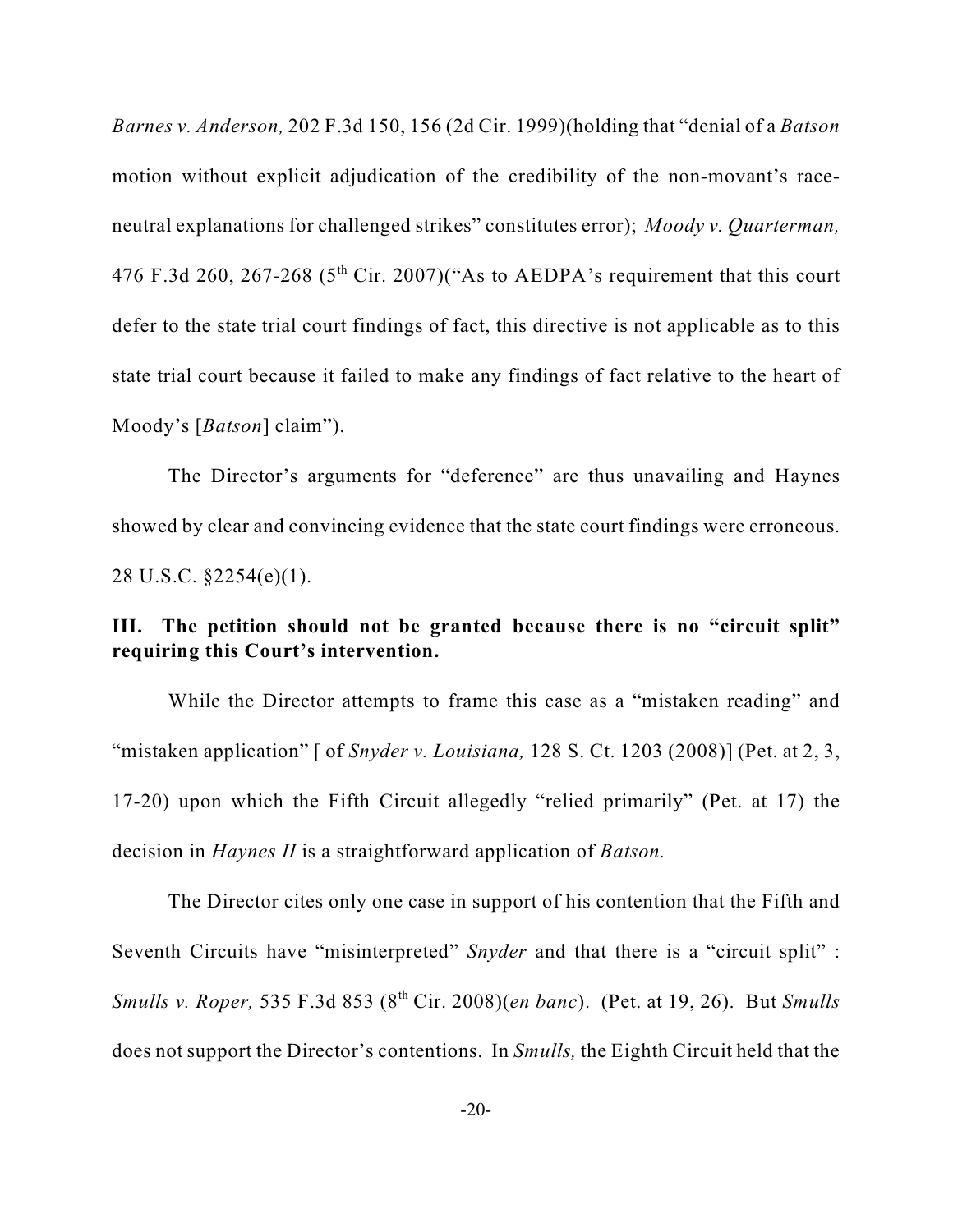*Barnes v. Anderson,* 202 F.3d 150, 156 (2d Cir. 1999)(holding that "denial of a *Batson* motion without explicit adjudication of the credibility of the non-movant's race-neutral explanations for challenged strikes" constitutes error); *Moody v. Quarterman,* 476 F.3d 260, 267-268 (5th Cir. 2007)("As to AEDPA's requirement that this court defer to the state trial court findings of fact, this directive is not applicable as to this state trial court because it failed to make any findings of fact relative to the heart of Moody's [*Batson*] claim").

The Director's arguments for "deference" are thus unavailing and Haynes showed by clear and convincing evidence that the state court findings were erroneous. 28 U.S.C. §2254(e)(1).

**III. The petition should not be granted because there is no "circuit split" requiring this Court's intervention.**

While the Director attempts to frame this case as a "mistaken reading" and "mistaken application" [ of *Snyder v. Louisiana,* 128 S. Ct. 1203 (2008)] (Pet. at 2, 3, 17-20) upon which the Fifth Circuit allegedly "relied primarily" (Pet. at 17) the decision in *Haynes II* is a straightforward application of *Batson.*

The Director cites only one case in support of his contention that the Fifth and Seventh Circuits have "misinterpreted" *Snyder* and that there is a "circuit split" : *Smulls v. Roper,* 535 F.3d 853 (8th Cir. 2008)(*en banc*). (Pet. at 19, 26). But *Smulls* does not support the Director's contentions. In *Smulls,* the Eighth Circuit held that the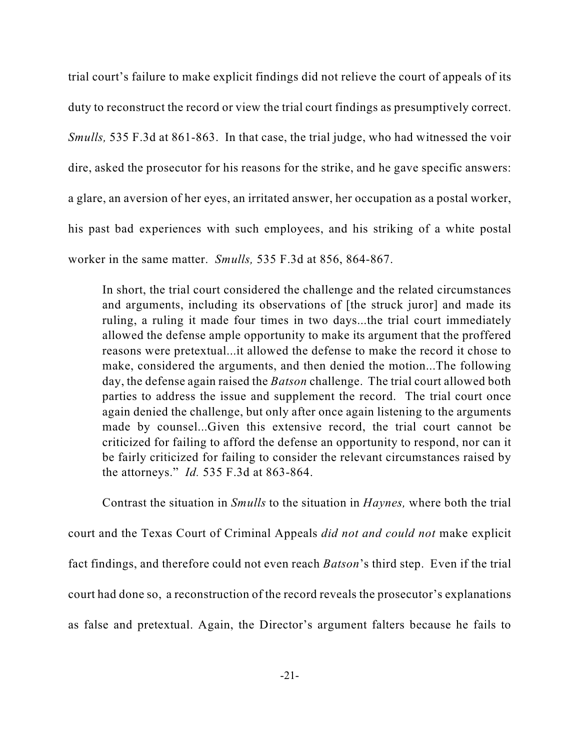trial court's failure to make explicit findings did not relieve the court of appeals of its duty to reconstruct the record or view the trial court findings as presumptively correct. *Smulls,* 535 F.3d at 861-863. In that case, the trial judge, who had witnessed the voir dire, asked the prosecutor for his reasons for the strike, and he gave specific answers: a glare, an aversion of her eyes, an irritated answer, her occupation as a postal worker, his past bad experiences with such employees, and his striking of a white postal worker in the same matter. *Smulls,* 535 F.3d at 856, 864-867.

> In short, the trial court considered the challenge and the related circumstances and arguments, including its observations of [the struck juror] and made its ruling, a ruling it made four times in two days...the trial court immediately allowed the defense ample opportunity to make its argument that the proffered reasons were pretextual...it allowed the defense to make the record it chose to make, considered the arguments, and then denied the motion...The following day, the defense again raised the *Batson* challenge. The trial court allowed both parties to address the issue and supplement the record. The trial court once again denied the challenge, but only after once again listening to the arguments made by counsel...Given this extensive record, the trial court cannot be criticized for failing to afford the defense an opportunity to respond, nor can it be fairly criticized for failing to consider the relevant circumstances raised by the attorneys." *Id.* 535 F.3d at 863-864.

Contrast the situation in *Smulls* to the situation in *Haynes,* where both the trial court and the Texas Court of Criminal Appeals *did not and could not* make explicit fact findings, and therefore could not even reach *Batson*'s third step. Even if the trial court had done so, a reconstruction of the record reveals the prosecutor's explanations as false and pretextual. Again, the Director's argument falters because he fails to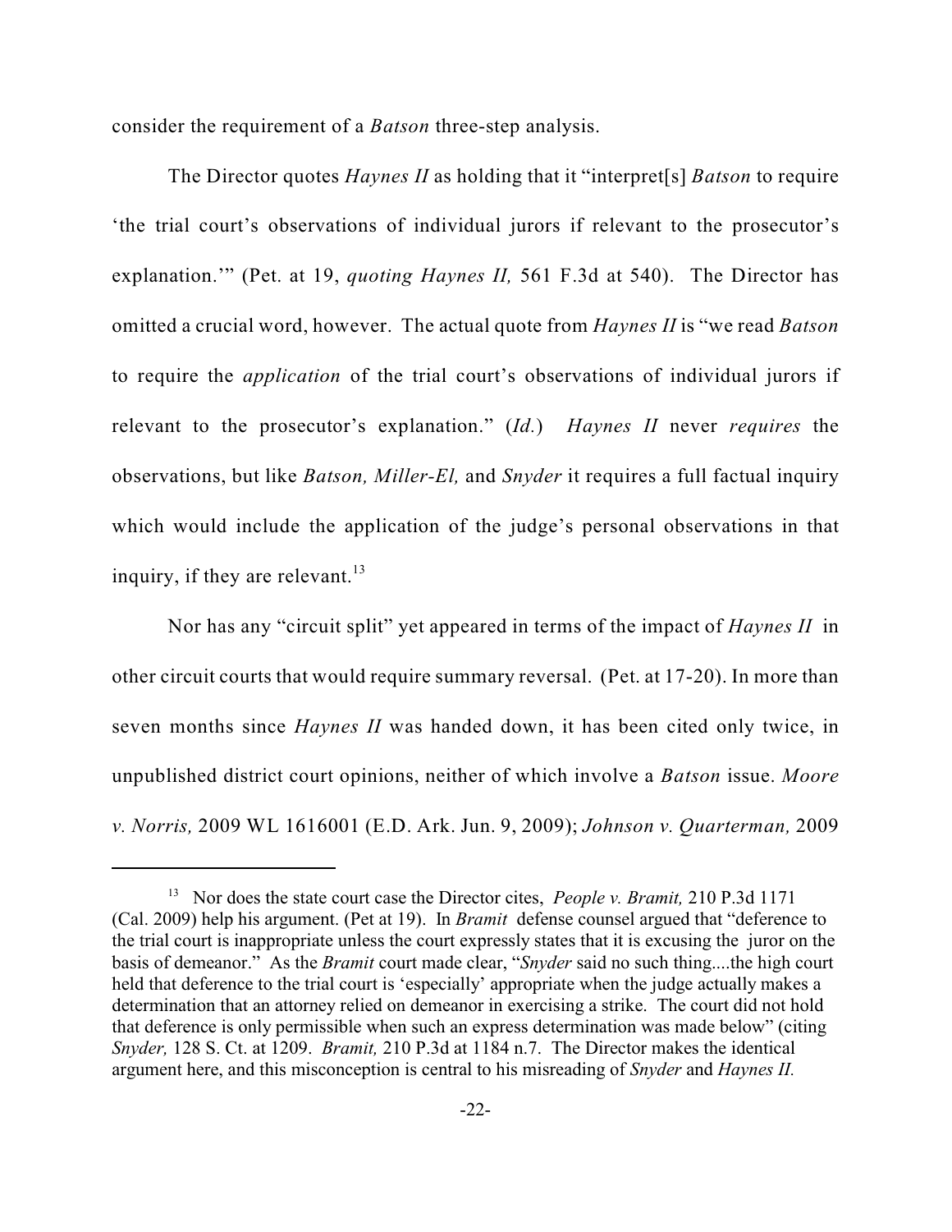consider the requirement of a *Batson* three-step analysis.

The Director quotes *Haynes II* as holding that it "interpret[s] *Batson* to require 'the trial court's observations of individual jurors if relevant to the prosecutor's explanation.'" (Pet. at 19, *quoting Haynes II,* 561 F.3d at 540). The Director has omitted a crucial word, however. The actual quote from *Haynes II* is "we read *Batson* to require the *application* of the trial court's observations of individual jurors if relevant to the prosecutor's explanation." (*Id.*) *Haynes II* never *requires* the observations, but like *Batson, Miller-El,* and *Snyder* it requires a full factual inquiry which would include the application of the judge's personal observations in that inquiry, if they are relevant.[13]

Nor has any "circuit split" yet appeared in terms of the impact of *Haynes II* in other circuit courts that would require summary reversal. (Pet. at 17-20). In more than seven months since *Haynes II* was handed down, it has been cited only twice, in unpublished district court opinions, neither of which involve a *Batson* issue. *Moore v. Norris,* 2009 WL 1616001 (E.D. Ark. Jun. 9, 2009); *Johnson v. Quarterman,* 2009

---

[13] Nor does the state court case the Director cites, *People v. Bramit,* 210 P.3d 1171 (Cal. 2009) help his argument. (Pet at 19). In *Bramit* defense counsel argued that "deference to the trial court is inappropriate unless the court expressly states that it is excusing the juror on the basis of demeanor." As the *Bramit* court made clear, "*Snyder* said no such thing....the high court held that deference to the trial court is 'especially' appropriate when the judge actually makes a determination that an attorney relied on demeanor in exercising a strike. The court did not hold that deference is only permissible when such an express determination was made below" (citing *Snyder,* 128 S. Ct. at 1209. *Bramit,* 210 P.3d at 1184 n.7. The Director makes the identical argument here, and this misconception is central to his misreading of *Snyder* and *Haynes II.*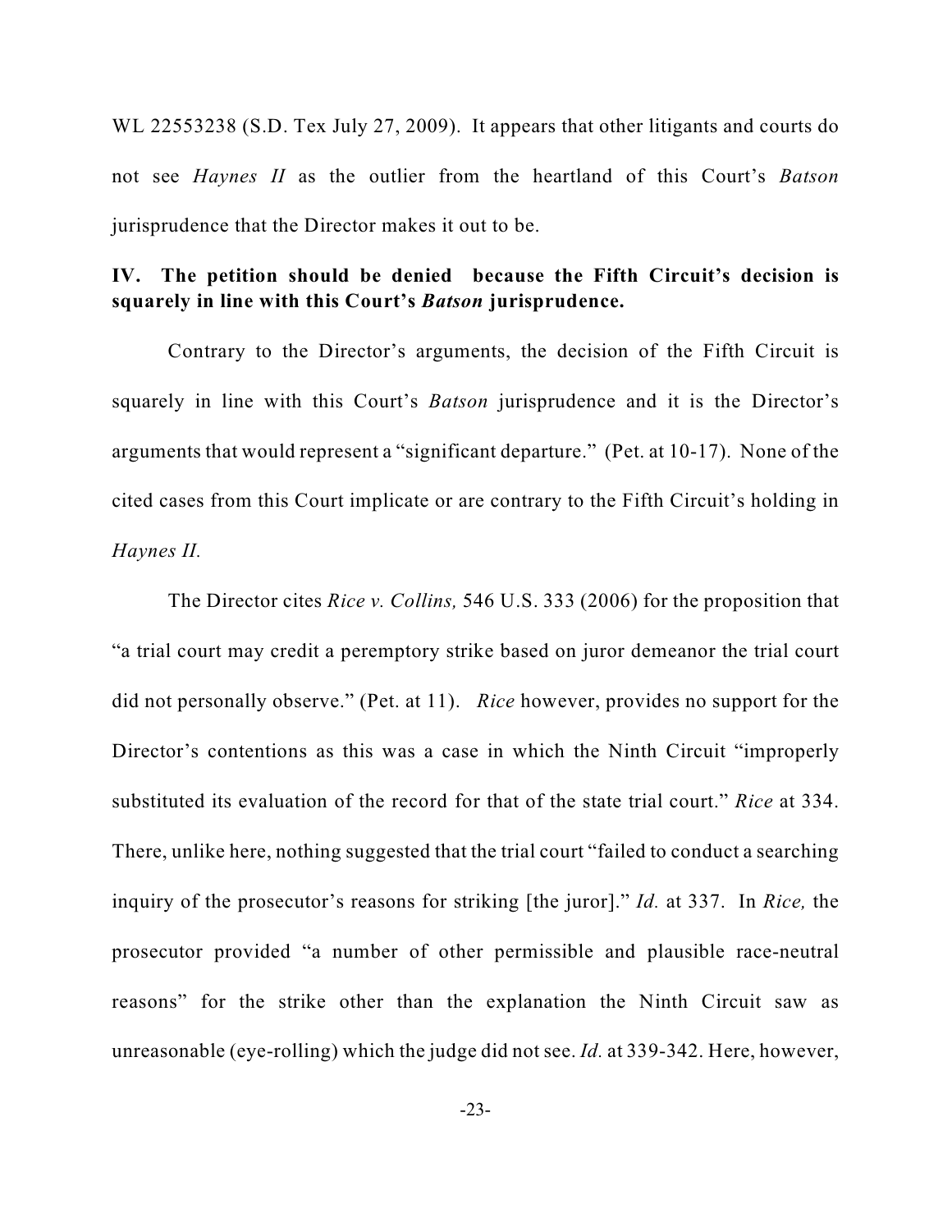WL 22553238 (S.D. Tex July 27, 2009). It appears that other litigants and courts do not see *Haynes II* as the outlier from the heartland of this Court's *Batson* jurisprudence that the Director makes it out to be.

## IV. The petition should be denied because the Fifth Circuit's decision is squarely in line with this Court's *Batson* jurisprudence.

Contrary to the Director's arguments, the decision of the Fifth Circuit is squarely in line with this Court's *Batson* jurisprudence and it is the Director's arguments that would represent a "significant departure." (Pet. at 10-17). None of the cited cases from this Court implicate or are contrary to the Fifth Circuit's holding in *Haynes II.*

The Director cites *Rice v. Collins,* 546 U.S. 333 (2006) for the proposition that "a trial court may credit a peremptory strike based on juror demeanor the trial court did not personally observe." (Pet. at 11). *Rice* however, provides no support for the Director's contentions as this was a case in which the Ninth Circuit "improperly substituted its evaluation of the record for that of the state trial court." *Rice* at 334. There, unlike here, nothing suggested that the trial court "failed to conduct a searching inquiry of the prosecutor's reasons for striking [the juror]." *Id.* at 337. In *Rice,* the prosecutor provided "a number of other permissible and plausible race-neutral reasons" for the strike other than the explanation the Ninth Circuit saw as unreasonable (eye-rolling) which the judge did not see. *Id.* at 339-342. Here, however,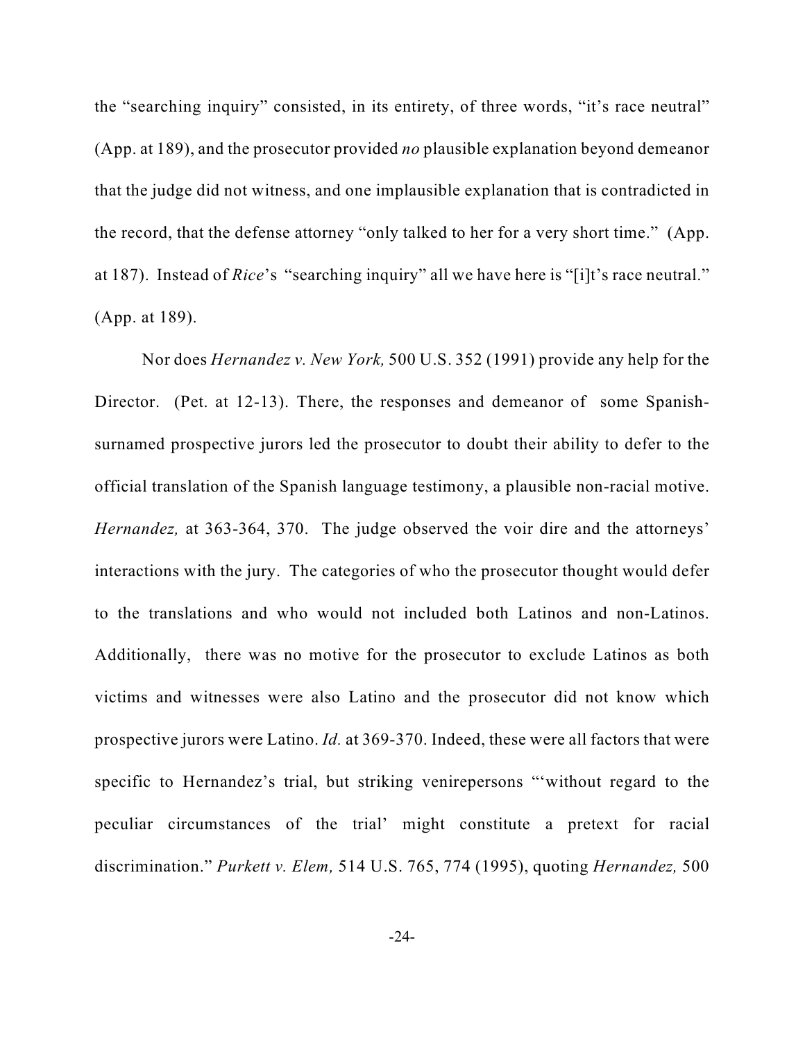the "searching inquiry" consisted, in its entirety, of three words, "it's race neutral" (App. at 189), and the prosecutor provided *no* plausible explanation beyond demeanor that the judge did not witness, and one implausible explanation that is contradicted in the record, that the defense attorney "only talked to her for a very short time." (App. at 187). Instead of *Rice*'s "searching inquiry" all we have here is "[i]t's race neutral." (App. at 189).

Nor does *Hernandez v. New York,* 500 U.S. 352 (1991) provide any help for the Director. (Pet. at 12-13). There, the responses and demeanor of some Spanish-surnamed prospective jurors led the prosecutor to doubt their ability to defer to the official translation of the Spanish language testimony, a plausible non-racial motive. *Hernandez,* at 363-364, 370. The judge observed the voir dire and the attorneys' interactions with the jury. The categories of who the prosecutor thought would defer to the translations and who would not included both Latinos and non-Latinos. Additionally, there was no motive for the prosecutor to exclude Latinos as both victims and witnesses were also Latino and the prosecutor did not know which prospective jurors were Latino. *Id.* at 369-370. Indeed, these were all factors that were specific to Hernandez's trial, but striking venirepersons "'without regard to the peculiar circumstances of the trial' might constitute a pretext for racial discrimination." *Purkett v. Elem,* 514 U.S. 765, 774 (1995), quoting *Hernandez,* 500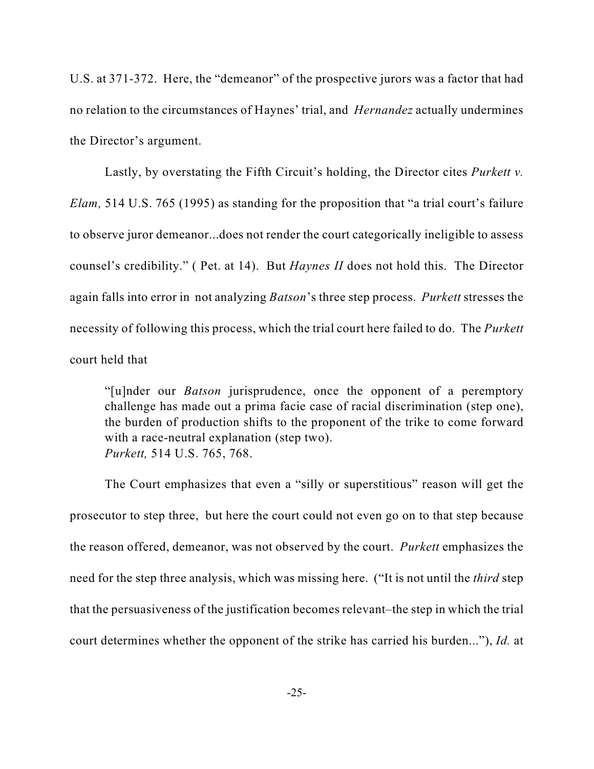U.S. at 371-372. Here, the "demeanor" of the prospective jurors was a factor that had no relation to the circumstances of Haynes' trial, and *Hernandez* actually undermines the Director's argument.

Lastly, by overstating the Fifth Circuit's holding, the Director cites *Purkett v. Elam,* 514 U.S. 765 (1995) as standing for the proposition that "a trial court's failure to observe juror demeanor...does not render the court categorically ineligible to assess counsel's credibility." ( Pet. at 14). But *Haynes II* does not hold this. The Director again falls into error in not analyzing *Batson*'s three step process. *Purkett* stresses the necessity of following this process, which the trial court here failed to do. The *Purkett* court held that

> "[u]nder our *Batson* jurisprudence, once the opponent of a peremptory challenge has made out a prima facie case of racial discrimination (step one), the burden of production shifts to the proponent of the trike to come forward with a race-neutral explanation (step two).
> *Purkett,* 514 U.S. 765, 768.

The Court emphasizes that even a "silly or superstitious" reason will get the prosecutor to step three, but here the court could not even go on to that step because the reason offered, demeanor, was not observed by the court. *Purkett* emphasizes the need for the step three analysis, which was missing here. ("It is not until the *third* step that the persuasiveness of the justification becomes relevant–the step in which the trial court determines whether the opponent of the strike has carried his burden..."), *Id.* at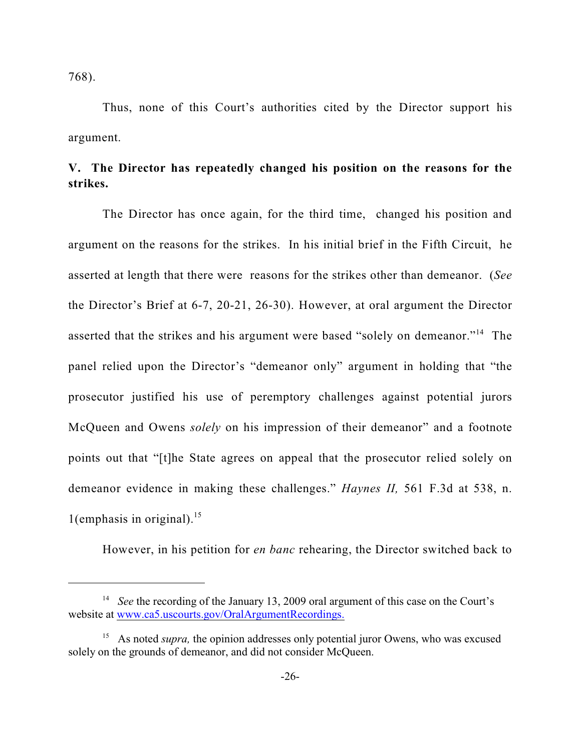768).

Thus, none of this Court's authorities cited by the Director support his argument.

**V. The Director has repeatedly changed his position on the reasons for the strikes.**

The Director has once again, for the third time, changed his position and argument on the reasons for the strikes. In his initial brief in the Fifth Circuit, he asserted at length that there were reasons for the strikes other than demeanor. (*See* the Director's Brief at 6-7, 20-21, 26-30). However, at oral argument the Director asserted that the strikes and his argument were based "solely on demeanor."[14] The panel relied upon the Director's "demeanor only" argument in holding that "the prosecutor justified his use of peremptory challenges against potential jurors McQueen and Owens *solely* on his impression of their demeanor" and a footnote points out that "[t]he State agrees on appeal that the prosecutor relied solely on demeanor evidence in making these challenges." *Haynes II,* 561 F.3d at 538, n. 1(emphasis in original).[15]

However, in his petition for *en banc* rehearing, the Director switched back to

[14] *See* the recording of the January 13, 2009 oral argument of this case on the Court's website at www.ca5.uscourts.gov/OralArgumentRecordings.

[15] As noted *supra,* the opinion addresses only potential juror Owens, who was excused solely on the grounds of demeanor, and did not consider McQueen.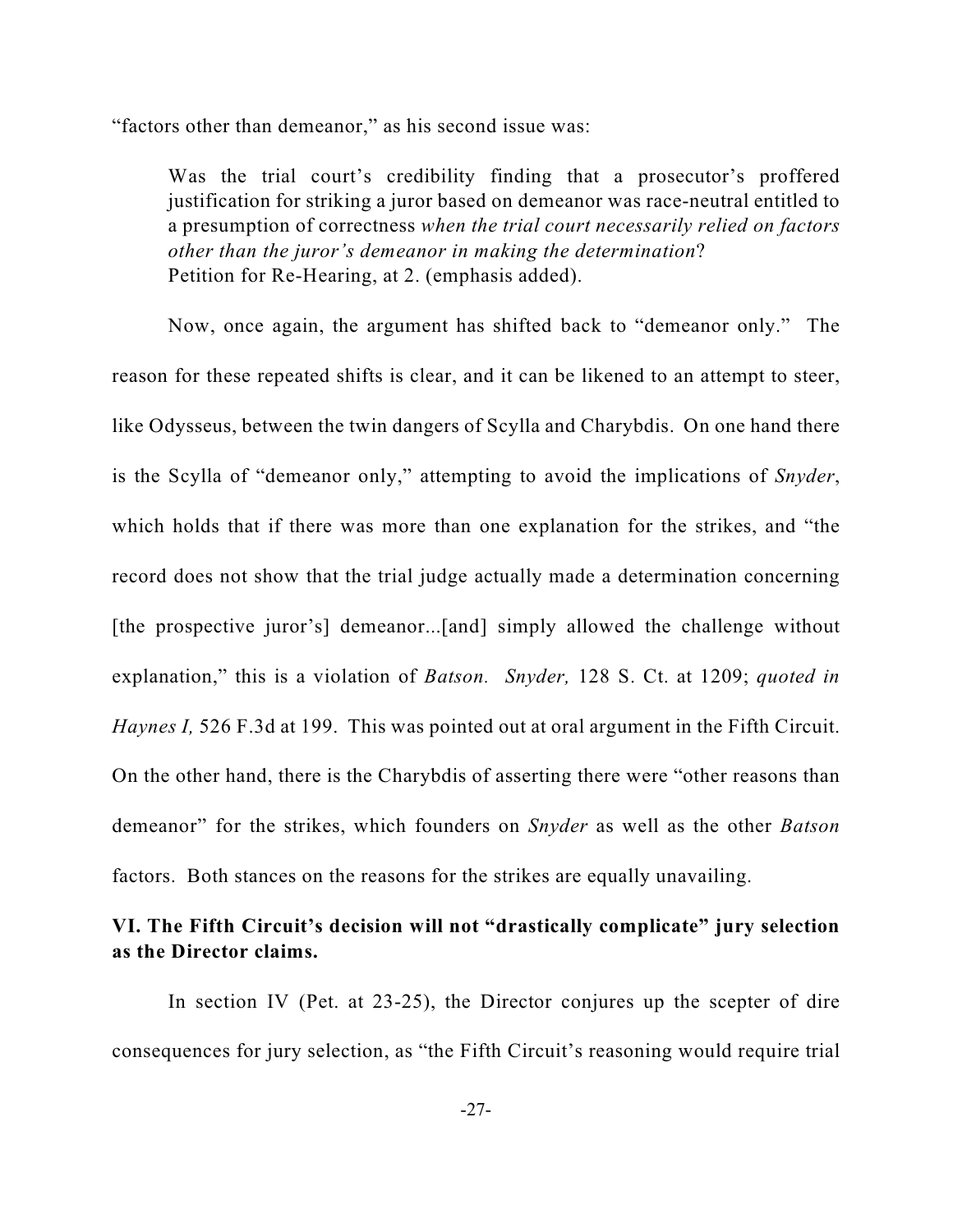"factors other than demeanor," as his second issue was:

> Was the trial court's credibility finding that a prosecutor's proffered justification for striking a juror based on demeanor was race-neutral entitled to a presumption of correctness *when the trial court necessarily relied on factors other than the juror's demeanor in making the determination*?
> Petition for Re-Hearing, at 2. (emphasis added).

Now, once again, the argument has shifted back to "demeanor only." The reason for these repeated shifts is clear, and it can be likened to an attempt to steer, like Odysseus, between the twin dangers of Scylla and Charybdis. On one hand there is the Scylla of "demeanor only," attempting to avoid the implications of *Snyder*, which holds that if there was more than one explanation for the strikes, and "the record does not show that the trial judge actually made a determination concerning [the prospective juror's] demeanor...[and] simply allowed the challenge without explanation," this is a violation of *Batson*. *Snyder,* 128 S. Ct. at 1209; *quoted in Haynes I,* 526 F.3d at 199. This was pointed out at oral argument in the Fifth Circuit. On the other hand, there is the Charybdis of asserting there were "other reasons than demeanor" for the strikes, which founders on *Snyder* as well as the other *Batson* factors. Both stances on the reasons for the strikes are equally unavailing.

**VI. The Fifth Circuit's decision will not "drastically complicate" jury selection as the Director claims.**

In section IV (Pet. at 23-25), the Director conjures up the scepter of dire consequences for jury selection, as "the Fifth Circuit's reasoning would require trial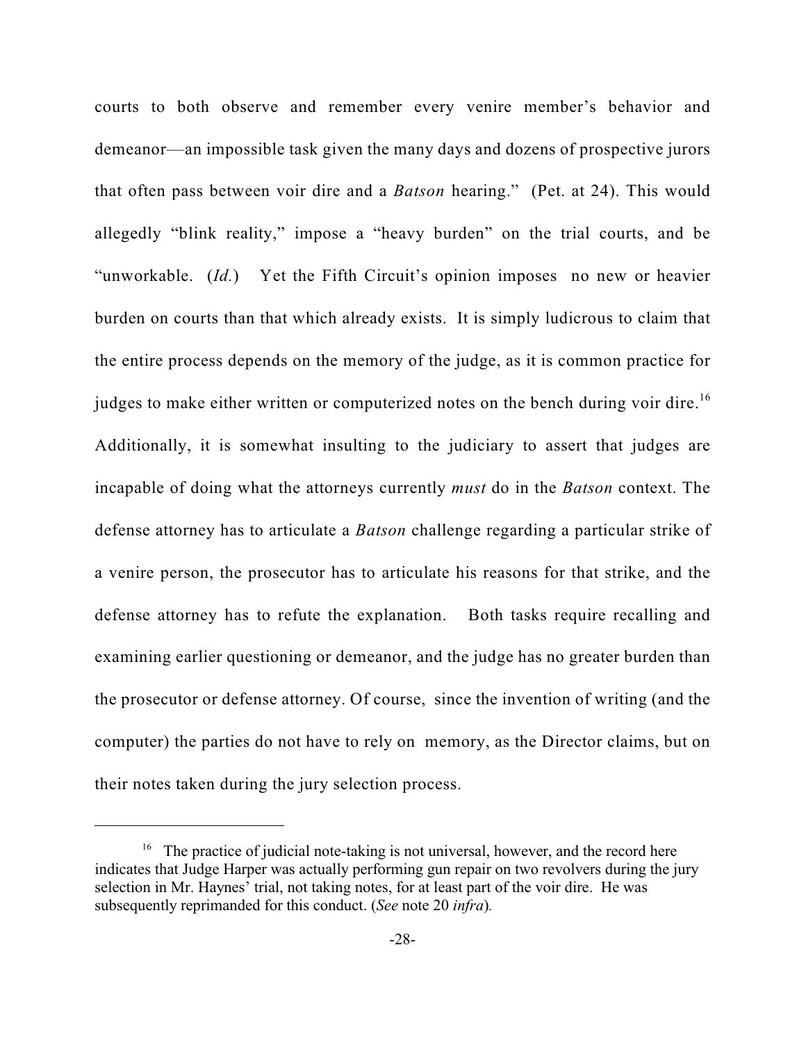courts to both observe and remember every venire member's behavior and demeanor—an impossible task given the many days and dozens of prospective jurors that often pass between voir dire and a *Batson* hearing." (Pet. at 24). This would allegedly "blink reality," impose a "heavy burden" on the trial courts, and be "unworkable. (*Id.*) Yet the Fifth Circuit's opinion imposes no new or heavier burden on courts than that which already exists. It is simply ludicrous to claim that the entire process depends on the memory of the judge, as it is common practice for judges to make either written or computerized notes on the bench during voir dire.[16] Additionally, it is somewhat insulting to the judiciary to assert that judges are incapable of doing what the attorneys currently *must* do in the *Batson* context. The defense attorney has to articulate a *Batson* challenge regarding a particular strike of a venire person, the prosecutor has to articulate his reasons for that strike, and the defense attorney has to refute the explanation. Both tasks require recalling and examining earlier questioning or demeanor, and the judge has no greater burden than the prosecutor or defense attorney. Of course, since the invention of writing (and the computer) the parties do not have to rely on memory, as the Director claims, but on their notes taken during the jury selection process.

---

[16] The practice of judicial note-taking is not universal, however, and the record here indicates that Judge Harper was actually performing gun repair on two revolvers during the jury selection in Mr. Haynes' trial, not taking notes, for at least part of the voir dire. He was subsequently reprimanded for this conduct. (*See* note 20 *infra*).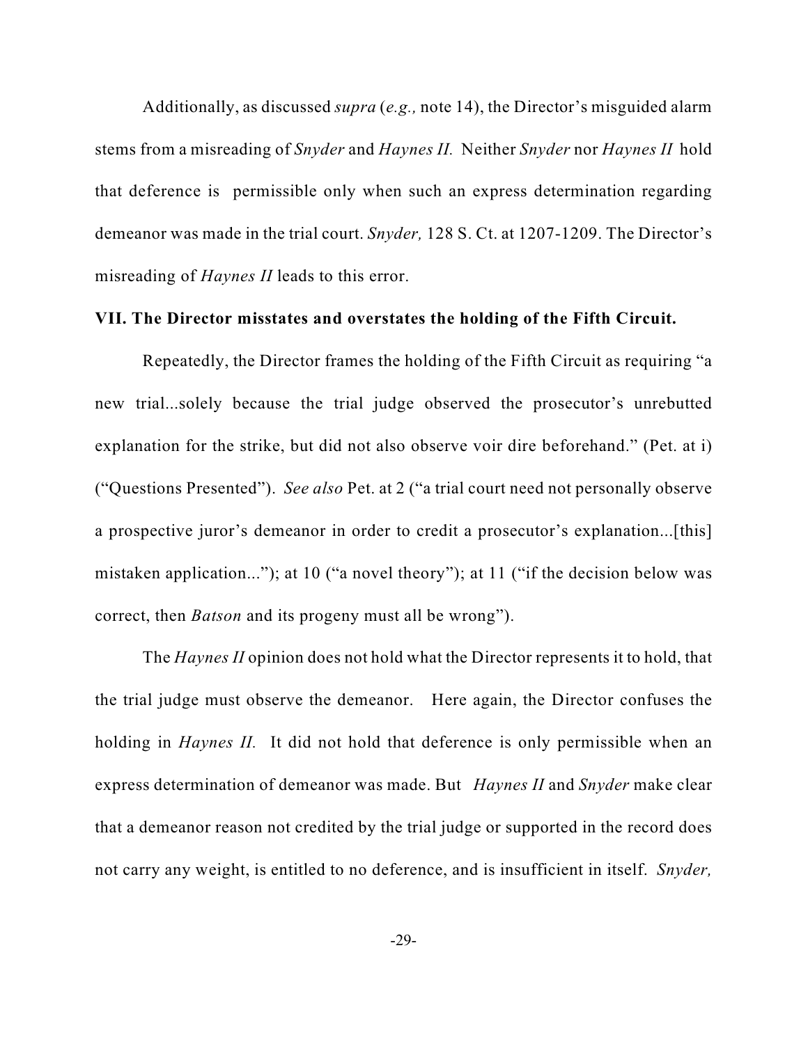Additionally, as discussed *supra* (*e.g.,* note 14), the Director's misguided alarm stems from a misreading of *Snyder* and *Haynes II.* Neither *Snyder* nor *Haynes II* hold that deference is permissible only when such an express determination regarding demeanor was made in the trial court. *Snyder,* 128 S. Ct. at 1207-1209. The Director's misreading of *Haynes II* leads to this error.

**VII. The Director misstates and overstates the holding of the Fifth Circuit.**

Repeatedly, the Director frames the holding of the Fifth Circuit as requiring "a new trial...solely because the trial judge observed the prosecutor's unrebutted explanation for the strike, but did not also observe voir dire beforehand." (Pet. at i) ("Questions Presented"). *See also* Pet. at 2 ("a trial court need not personally observe a prospective juror's demeanor in order to credit a prosecutor's explanation...[this] mistaken application..."); at 10 ("a novel theory"); at 11 ("if the decision below was correct, then *Batson* and its progeny must all be wrong").

The *Haynes II* opinion does not hold what the Director represents it to hold, that the trial judge must observe the demeanor. Here again, the Director confuses the holding in *Haynes II.* It did not hold that deference is only permissible when an express determination of demeanor was made. But *Haynes II* and *Snyder* make clear that a demeanor reason not credited by the trial judge or supported in the record does not carry any weight, is entitled to no deference, and is insufficient in itself. *Snyder,*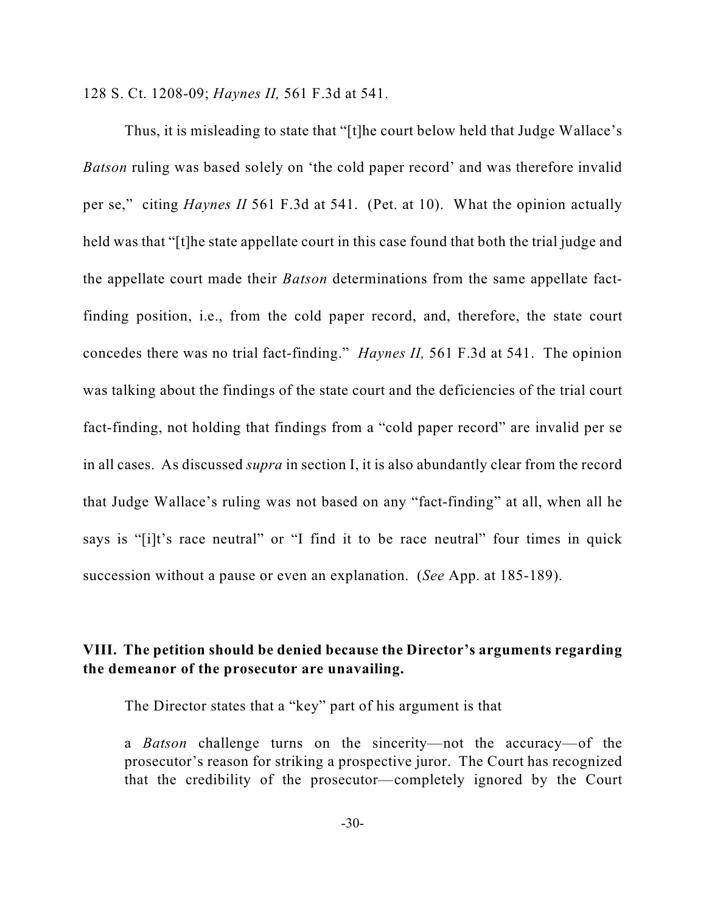128 S. Ct. 1208-09; *Haynes II,* 561 F.3d at 541.

Thus, it is misleading to state that "[t]he court below held that Judge Wallace's *Batson* ruling was based solely on 'the cold paper record' and was therefore invalid per se," citing *Haynes II* 561 F.3d at 541. (Pet. at 10). What the opinion actually held was that "[t]he state appellate court in this case found that both the trial judge and the appellate court made their *Batson* determinations from the same appellate fact-finding position, i.e., from the cold paper record, and, therefore, the state court concedes there was no trial fact-finding." *Haynes II,* 561 F.3d at 541. The opinion was talking about the findings of the state court and the deficiencies of the trial court fact-finding, not holding that findings from a "cold paper record" are invalid per se in all cases. As discussed *supra* in section I, it is also abundantly clear from the record that Judge Wallace's ruling was not based on any "fact-finding" at all, when all he says is "[i]t's race neutral" or "I find it to be race neutral" four times in quick succession without a pause or even an explanation. (*See* App. at 185-189).

## VIII. The petition should be denied because the Director's arguments regarding the demeanor of the prosecutor are unavailing.

The Director states that a "key" part of his argument is that

> a *Batson* challenge turns on the sincerity—not the accuracy—of the prosecutor's reason for striking a prospective juror. The Court has recognized that the credibility of the prosecutor—completely ignored by the Court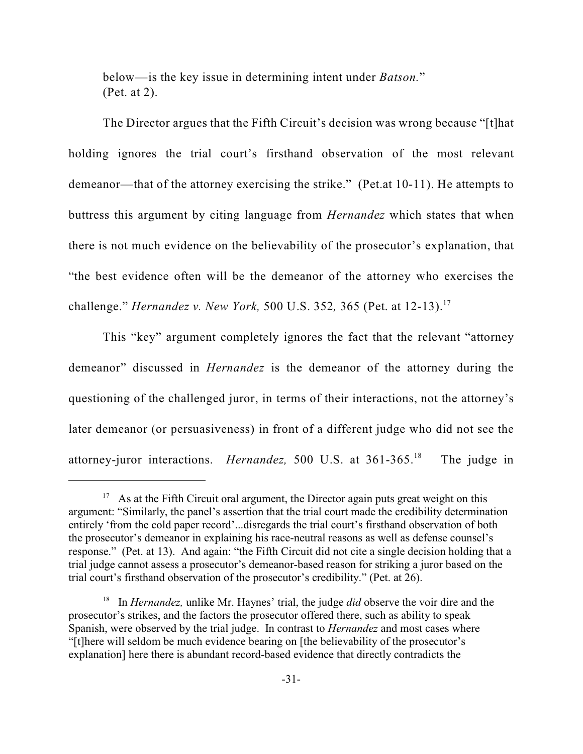below—is the key issue in determining intent under *Batson.*" (Pet. at 2).

The Director argues that the Fifth Circuit's decision was wrong because "[t]hat holding ignores the trial court's firsthand observation of the most relevant demeanor—that of the attorney exercising the strike." (Pet.at 10-11). He attempts to buttress this argument by citing language from *Hernandez* which states that when there is not much evidence on the believability of the prosecutor's explanation, that "the best evidence often will be the demeanor of the attorney who exercises the challenge." *Hernandez v. New York,* 500 U.S. 352*,* 365 (Pet. at 12-13).[17]

This "key" argument completely ignores the fact that the relevant "attorney demeanor" discussed in *Hernandez* is the demeanor of the attorney during the questioning of the challenged juror, in terms of their interactions, not the attorney's later demeanor (or persuasiveness) in front of a different judge who did not see the attorney-juror interactions. *Hernandez,* 500 U.S. at 361-365.[18] The judge in

---

[17] As at the Fifth Circuit oral argument, the Director again puts great weight on this argument: "Similarly, the panel's assertion that the trial court made the credibility determination entirely 'from the cold paper record'...disregards the trial court's firsthand observation of both the prosecutor's demeanor in explaining his race-neutral reasons as well as defense counsel's response." (Pet. at 13). And again: "the Fifth Circuit did not cite a single decision holding that a trial judge cannot assess a prosecutor's demeanor-based reason for striking a juror based on the trial court's firsthand observation of the prosecutor's credibility." (Pet. at 26).

[18] In *Hernandez,* unlike Mr. Haynes' trial, the judge *did* observe the voir dire and the prosecutor's strikes, and the factors the prosecutor offered there, such as ability to speak Spanish, were observed by the trial judge. In contrast to *Hernandez* and most cases where "[t]here will seldom be much evidence bearing on [the believability of the prosecutor's explanation] here there is abundant record-based evidence that directly contradicts the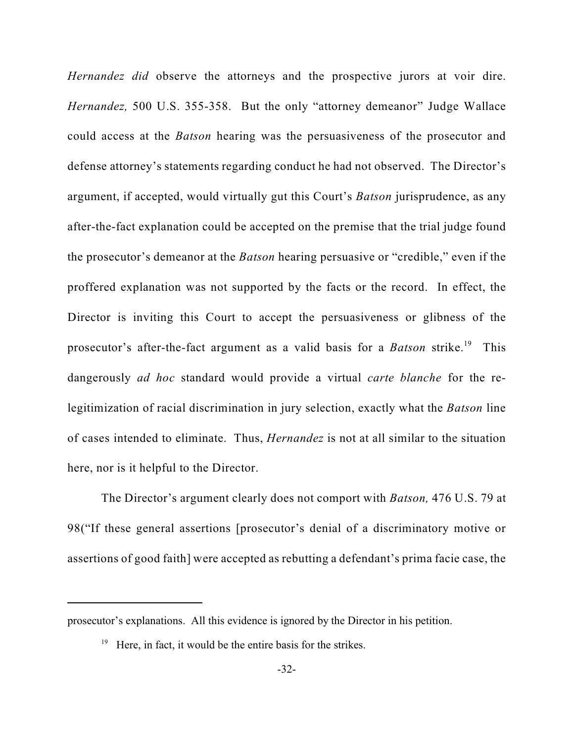*Hernandez did* observe the attorneys and the prospective jurors at voir dire. *Hernandez,* 500 U.S. 355-358. But the only "attorney demeanor" Judge Wallace could access at the *Batson* hearing was the persuasiveness of the prosecutor and defense attorney's statements regarding conduct he had not observed. The Director's argument, if accepted, would virtually gut this Court's *Batson* jurisprudence, as any after-the-fact explanation could be accepted on the premise that the trial judge found the prosecutor's demeanor at the *Batson* hearing persuasive or "credible," even if the proffered explanation was not supported by the facts or the record. In effect, the Director is inviting this Court to accept the persuasiveness or glibness of the prosecutor's after-the-fact argument as a valid basis for a *Batson* strike.[19] This dangerously *ad hoc* standard would provide a virtual *carte blanche* for the re-legitimization of racial discrimination in jury selection, exactly what the *Batson* line of cases intended to eliminate. Thus, *Hernandez* is not at all similar to the situation here, nor is it helpful to the Director.

The Director's argument clearly does not comport with *Batson,* 476 U.S. 79 at 98("If these general assertions [prosecutor's denial of a discriminatory motive or assertions of good faith] were accepted as rebutting a defendant's prima facie case, the

---

prosecutor's explanations. All this evidence is ignored by the Director in his petition.

[19] Here, in fact, it would be the entire basis for the strikes.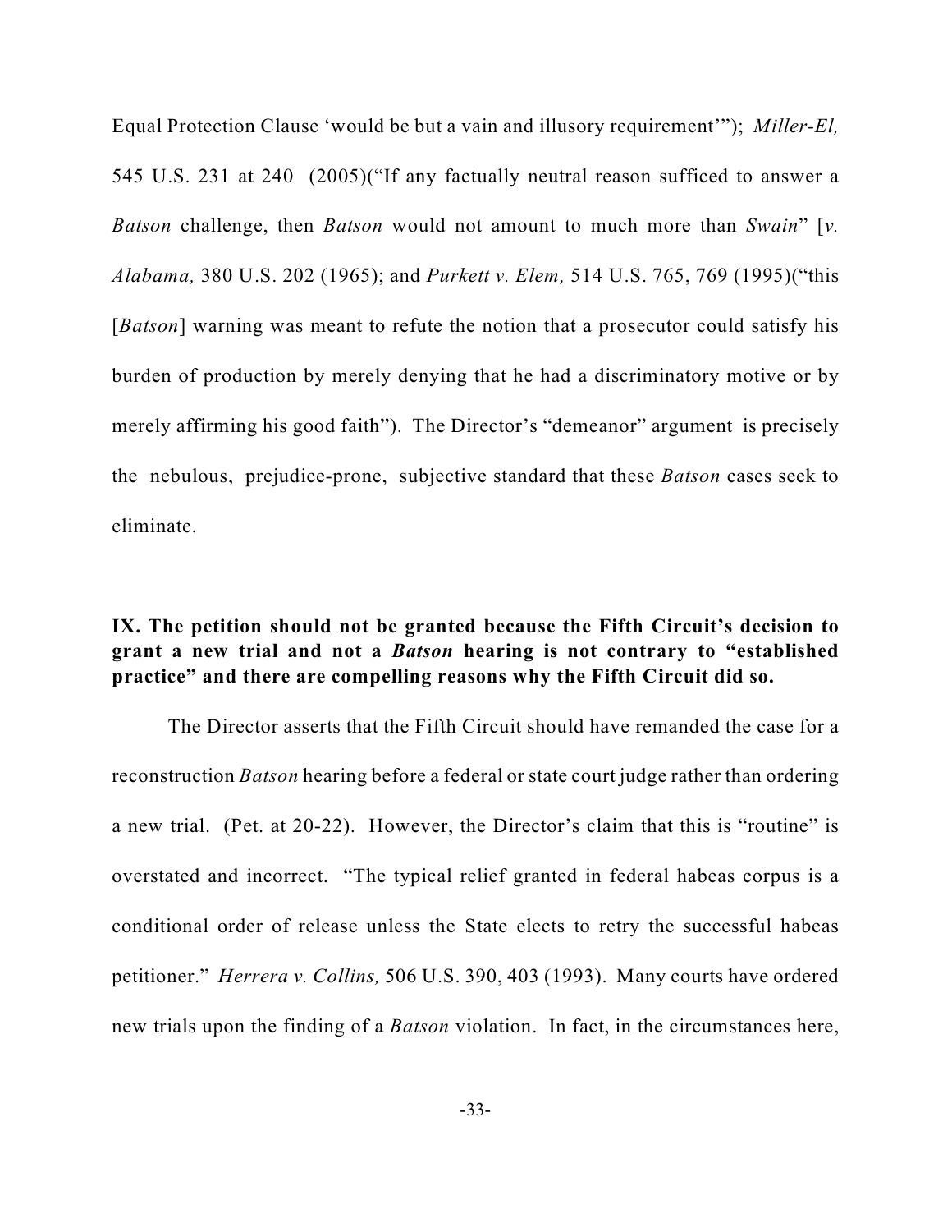Equal Protection Clause 'would be but a vain and illusory requirement'"); *Miller-El,* 545 U.S. 231 at 240 (2005)("If any factually neutral reason sufficed to answer a *Batson* challenge, then *Batson* would not amount to much more than *Swain*" [*v. Alabama,* 380 U.S. 202 (1965); and *Purkett v. Elem,* 514 U.S. 765, 769 (1995)("this [*Batson*] warning was meant to refute the notion that a prosecutor could satisfy his burden of production by merely denying that he had a discriminatory motive or by merely affirming his good faith"). The Director's "demeanor" argument is precisely the nebulous, prejudice-prone, subjective standard that these *Batson* cases seek to eliminate.

**IX. The petition should not be granted because the Fifth Circuit's decision to grant a new trial and not a *Batson* hearing is not contrary to "established practice" and there are compelling reasons why the Fifth Circuit did so.**

The Director asserts that the Fifth Circuit should have remanded the case for a reconstruction *Batson* hearing before a federal or state court judge rather than ordering a new trial. (Pet. at 20-22). However, the Director's claim that this is "routine" is overstated and incorrect. "The typical relief granted in federal habeas corpus is a conditional order of release unless the State elects to retry the successful habeas petitioner." *Herrera v. Collins,* 506 U.S. 390, 403 (1993). Many courts have ordered new trials upon the finding of a *Batson* violation. In fact, in the circumstances here,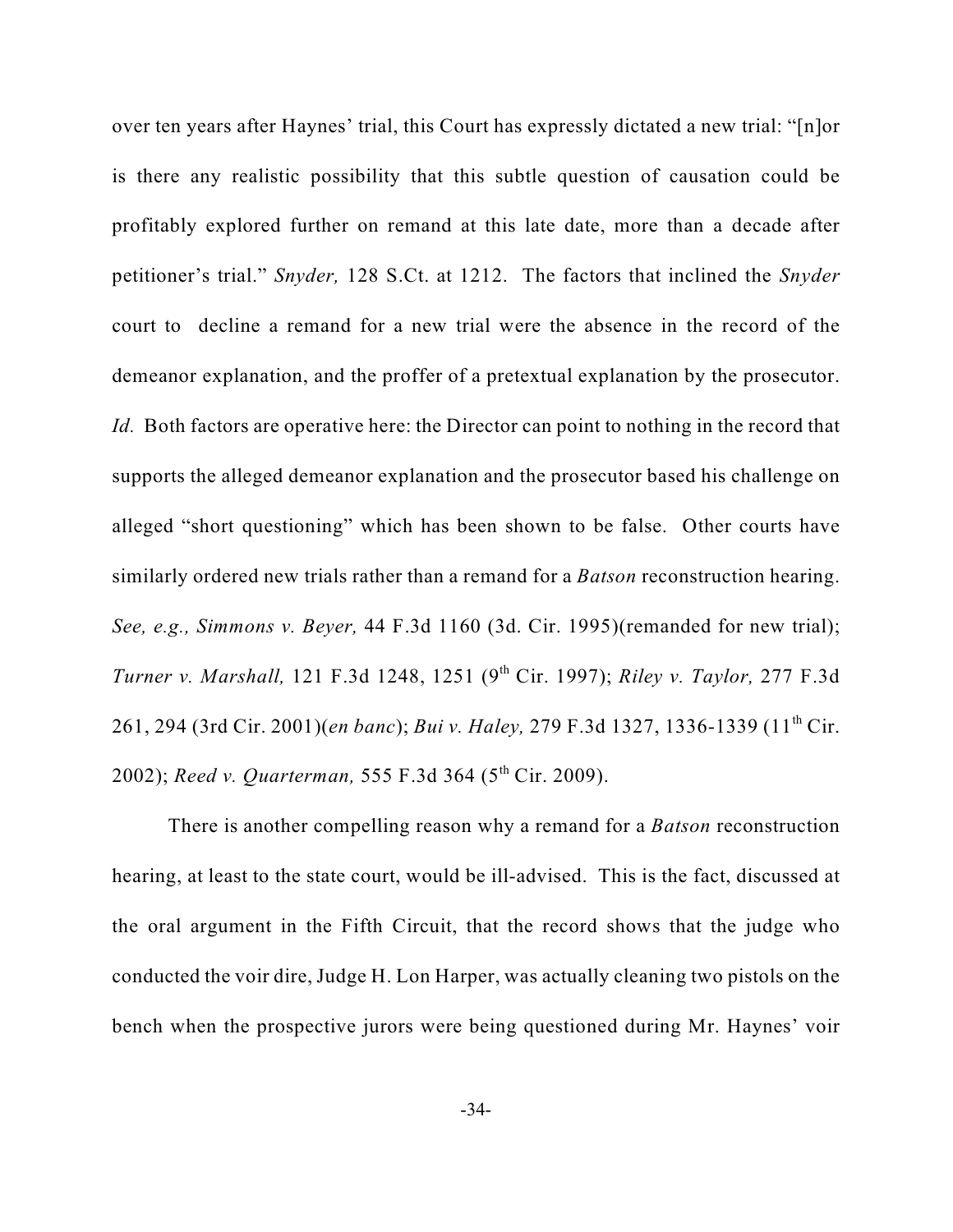over ten years after Haynes' trial, this Court has expressly dictated a new trial: "[n]or is there any realistic possibility that this subtle question of causation could be profitably explored further on remand at this late date, more than a decade after petitioner's trial." *Snyder,* 128 S.Ct. at 1212. The factors that inclined the *Snyder* court to decline a remand for a new trial were the absence in the record of the demeanor explanation, and the proffer of a pretextual explanation by the prosecutor. *Id.* Both factors are operative here: the Director can point to nothing in the record that supports the alleged demeanor explanation and the prosecutor based his challenge on alleged "short questioning" which has been shown to be false. Other courts have similarly ordered new trials rather than a remand for a *Batson* reconstruction hearing. *See, e.g., Simmons v. Beyer,* 44 F.3d 1160 (3d. Cir. 1995)(remanded for new trial); *Turner v. Marshall,* 121 F.3d 1248, 1251 (9th Cir. 1997); *Riley v. Taylor,* 277 F.3d 261, 294 (3rd Cir. 2001)(*en banc*); *Bui v. Haley,* 279 F.3d 1327, 1336-1339 (11th Cir. 2002); *Reed v. Quarterman,* 555 F.3d 364 (5th Cir. 2009).

There is another compelling reason why a remand for a *Batson* reconstruction hearing, at least to the state court, would be ill-advised. This is the fact, discussed at the oral argument in the Fifth Circuit, that the record shows that the judge who conducted the voir dire, Judge H. Lon Harper, was actually cleaning two pistols on the bench when the prospective jurors were being questioned during Mr. Haynes' voir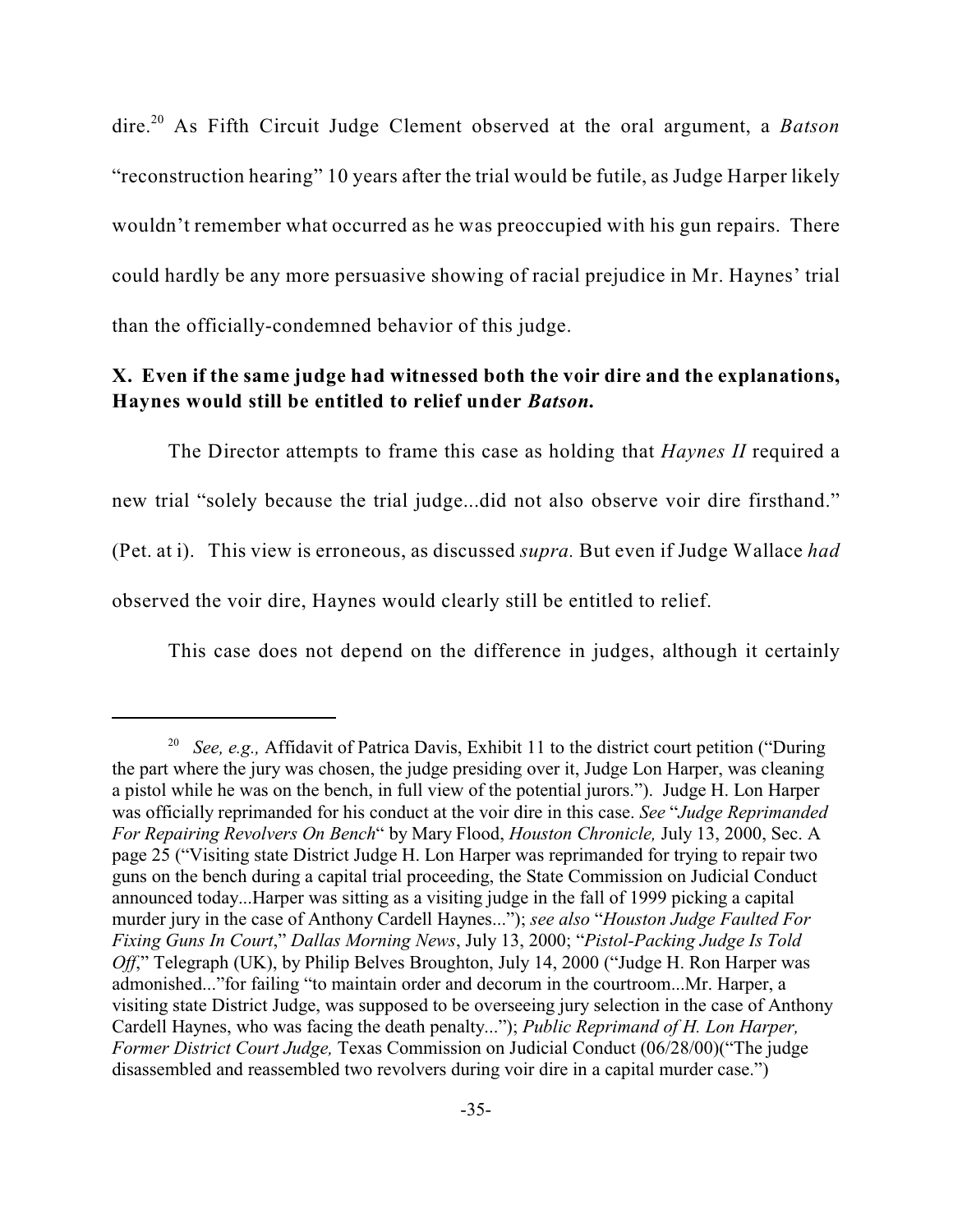dire.[20] As Fifth Circuit Judge Clement observed at the oral argument, a *Batson* "reconstruction hearing" 10 years after the trial would be futile, as Judge Harper likely wouldn't remember what occurred as he was preoccupied with his gun repairs. There could hardly be any more persuasive showing of racial prejudice in Mr. Haynes' trial than the officially-condemned behavior of this judge.

## X. Even if the same judge had witnessed both the voir dire and the explanations, Haynes would still be entitled to relief under *Batson*.

The Director attempts to frame this case as holding that *Haynes II* required a new trial "solely because the trial judge...did not also observe voir dire firsthand." (Pet. at i). This view is erroneous, as discussed *supra.* But even if Judge Wallace *had* observed the voir dire, Haynes would clearly still be entitled to relief.

This case does not depend on the difference in judges, although it certainly

---

[20] *See, e.g.,* Affidavit of Patrica Davis, Exhibit 11 to the district court petition ("During the part where the jury was chosen, the judge presiding over it, Judge Lon Harper, was cleaning a pistol while he was on the bench, in full view of the potential jurors."). Judge H. Lon Harper was officially reprimanded for his conduct at the voir dire in this case. *See* "*Judge Reprimanded For Repairing Revolvers On Bench*" by Mary Flood, *Houston Chronicle,* July 13, 2000, Sec. A page 25 ("Visiting state District Judge H. Lon Harper was reprimanded for trying to repair two guns on the bench during a capital trial proceeding, the State Commission on Judicial Conduct announced today...Harper was sitting as a visiting judge in the fall of 1999 picking a capital murder jury in the case of Anthony Cardell Haynes..."); *see also* "*Houston Judge Faulted For Fixing Guns In Court*," *Dallas Morning News*, July 13, 2000; "*Pistol-Packing Judge Is Told Off*," Telegraph (UK), by Philip Belves Broughton, July 14, 2000 ("Judge H. Ron Harper was admonished..."for failing "to maintain order and decorum in the courtroom...Mr. Harper, a visiting state District Judge, was supposed to be overseeing jury selection in the case of Anthony Cardell Haynes, who was facing the death penalty..."); *Public Reprimand of H. Lon Harper, Former District Court Judge,* Texas Commission on Judicial Conduct (06/28/00)("The judge disassembled and reassembled two revolvers during voir dire in a capital murder case.")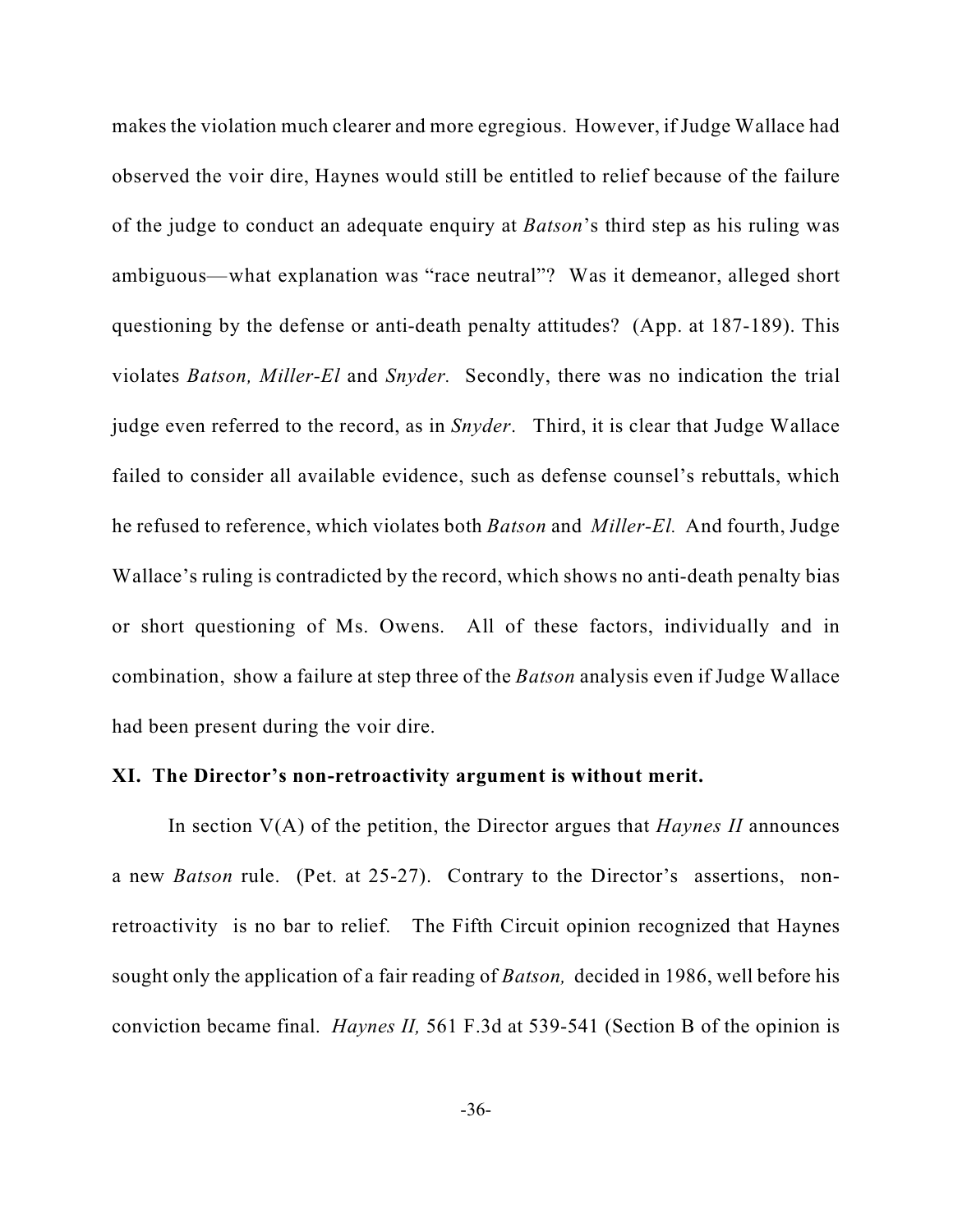makes the violation much clearer and more egregious. However, if Judge Wallace had observed the voir dire, Haynes would still be entitled to relief because of the failure of the judge to conduct an adequate enquiry at *Batson*'s third step as his ruling was ambiguous—what explanation was "race neutral"? Was it demeanor, alleged short questioning by the defense or anti-death penalty attitudes? (App. at 187-189). This violates *Batson, Miller-El* and *Snyder.* Secondly, there was no indication the trial judge even referred to the record, as in *Snyder*. Third, it is clear that Judge Wallace failed to consider all available evidence, such as defense counsel's rebuttals, which he refused to reference, which violates both *Batson* and *Miller-El.* And fourth, Judge Wallace's ruling is contradicted by the record, which shows no anti-death penalty bias or short questioning of Ms. Owens. All of these factors, individually and in combination, show a failure at step three of the *Batson* analysis even if Judge Wallace had been present during the voir dire.

## XI. The Director's non-retroactivity argument is without merit.

In section V(A) of the petition, the Director argues that *Haynes II* announces a new *Batson* rule. (Pet. at 25-27). Contrary to the Director's assertions, non-retroactivity is no bar to relief. The Fifth Circuit opinion recognized that Haynes sought only the application of a fair reading of *Batson,* decided in 1986, well before his conviction became final. *Haynes II,* 561 F.3d at 539-541 (Section B of the opinion is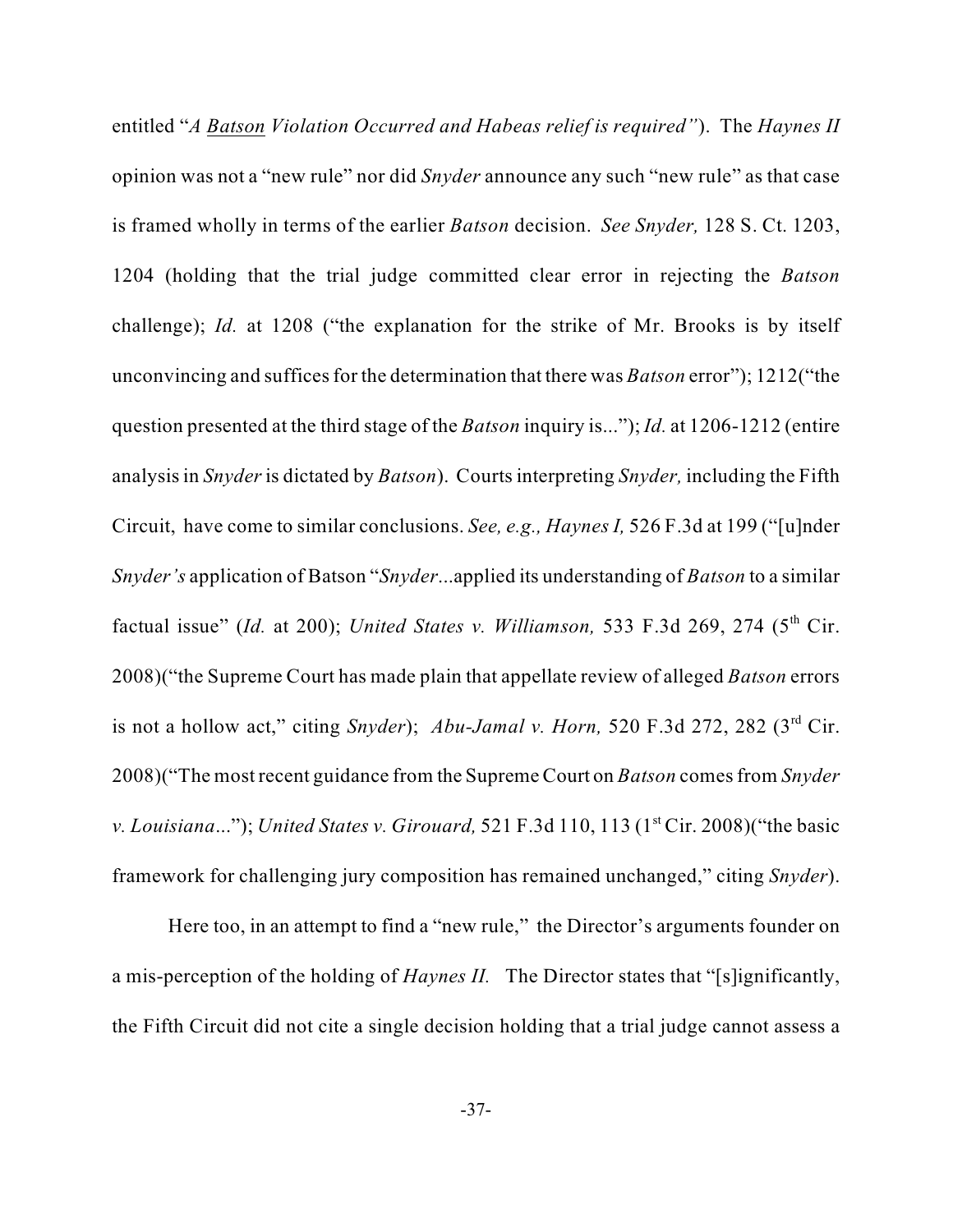entitled "*A Batson Violation Occurred and Habeas relief is required"*). The *Haynes II* opinion was not a "new rule" nor did *Snyder* announce any such "new rule" as that case is framed wholly in terms of the earlier *Batson* decision. *See Snyder,* 128 S. Ct. 1203, 1204 (holding that the trial judge committed clear error in rejecting the *Batson* challenge); *Id.* at 1208 ("the explanation for the strike of Mr. Brooks is by itself unconvincing and suffices for the determination that there was *Batson* error"); 1212("the question presented at the third stage of the *Batson* inquiry is..."); *Id.* at 1206-1212 (entire analysis in *Snyder* is dictated by *Batson*). Courts interpreting *Snyder,* including the Fifth Circuit, have come to similar conclusions. *See, e.g., Haynes I,* 526 F.3d at 199 ("[u]nder *Snyder's* application of Batson "*Snyder*...applied its understanding of *Batson* to a similar factual issue" (*Id.* at 200); *United States v. Williamson,* 533 F.3d 269, 274 (5th Cir. 2008)("the Supreme Court has made plain that appellate review of alleged *Batson* errors is not a hollow act," citing *Snyder*); *Abu-Jamal v. Horn,* 520 F.3d 272, 282 (3rd Cir. 2008)("The most recent guidance from the Supreme Court on *Batson* comes from *Snyder v. Louisiana*..."); *United States v. Girouard,* 521 F.3d 110, 113 (1st Cir. 2008)("the basic framework for challenging jury composition has remained unchanged," citing *Snyder*).

Here too, in an attempt to find a "new rule," the Director's arguments founder on a mis-perception of the holding of *Haynes II.* The Director states that "[s]ignificantly, the Fifth Circuit did not cite a single decision holding that a trial judge cannot assess a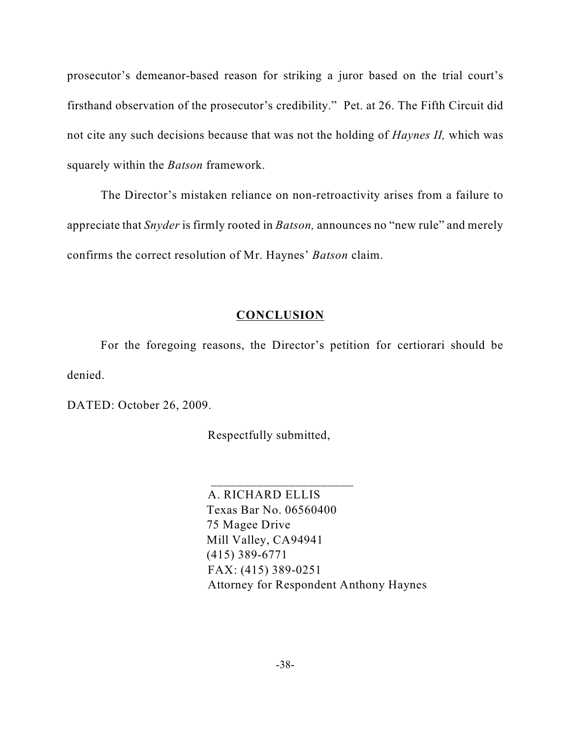prosecutor's demeanor-based reason for striking a juror based on the trial court's firsthand observation of the prosecutor's credibility." Pet. at 26. The Fifth Circuit did not cite any such decisions because that was not the holding of *Haynes II,* which was squarely within the *Batson* framework.

The Director's mistaken reliance on non-retroactivity arises from a failure to appreciate that *Snyder* is firmly rooted in *Batson,* announces no "new rule" and merely confirms the correct resolution of Mr. Haynes' *Batson* claim.

## CONCLUSION

For the foregoing reasons, the Director's petition for certiorari should be denied.

DATED: October 26, 2009.

Respectfully submitted,

______________________

A. RICHARD ELLIS
Texas Bar No. 06560400
75 Magee Drive
Mill Valley, CA94941
(415) 389-6771
FAX: (415) 389-0251
Attorney for Respondent Anthony Haynes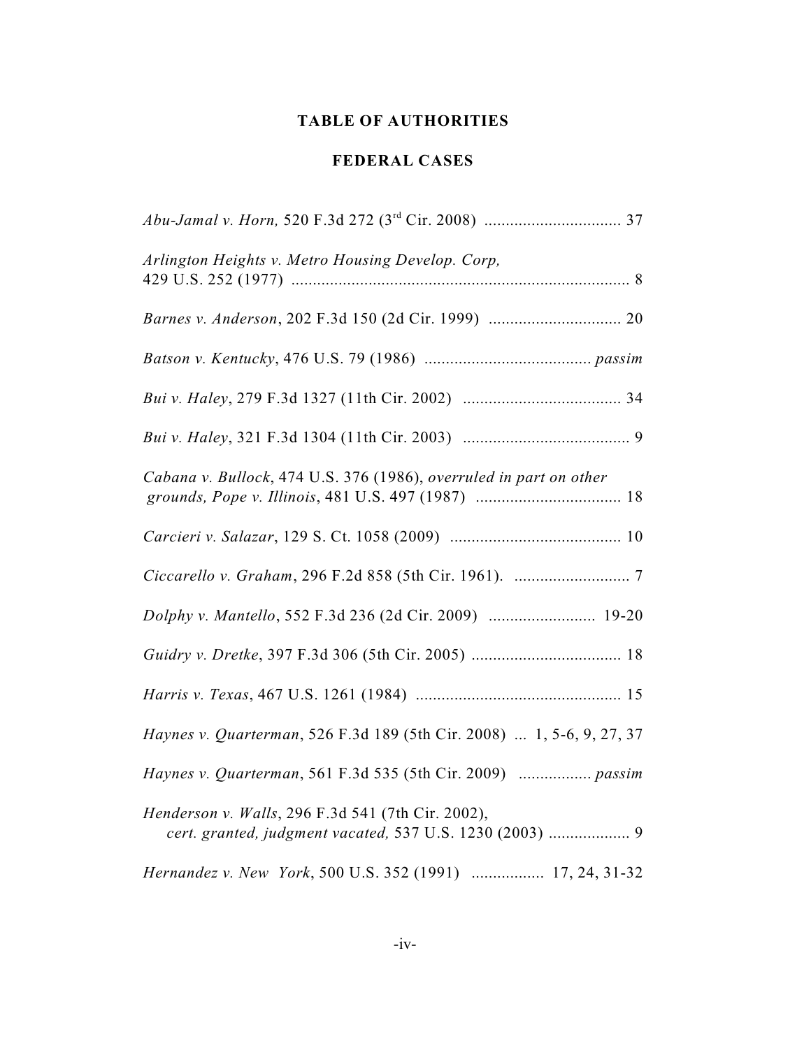## TABLE OF AUTHORITIES

### FEDERAL CASES

*Abu-Jamal v. Horn,* 520 F.3d 272 (3rd Cir. 2008) ................................ 37

*Arlington Heights v. Metro Housing Develop. Corp,* 429 U.S. 252 (1977) ................................................................................ 8

*Barnes v. Anderson*, 202 F.3d 150 (2d Cir. 1999) ............................... 20

*Batson v. Kentucky*, 476 U.S. 79 (1986) ....................................... *passim*

*Bui v. Haley*, 279 F.3d 1327 (11th Cir. 2002) ..................................... 34

*Bui v. Haley*, 321 F.3d 1304 (11th Cir. 2003) ....................................... 9

*Cabana v. Bullock*, 474 U.S. 376 (1986), *overruled in part on other grounds, Pope v. Illinois*, 481 U.S. 497 (1987) .................................. 18

*Carcieri v. Salazar*, 129 S. Ct. 1058 (2009) ........................................ 10

*Ciccarello v. Graham*, 296 F.2d 858 (5th Cir. 1961). ........................... 7

*Dolphy v. Mantello*, 552 F.3d 236 (2d Cir. 2009) ......................... 19-20

*Guidry v. Dretke*, 397 F.3d 306 (5th Cir. 2005) ................................... 18

*Harris v. Texas*, 467 U.S. 1261 (1984) ................................................ 15

*Haynes v. Quarterman*, 526 F.3d 189 (5th Cir. 2008) ... 1, 5-6, 9, 27, 37

*Haynes v. Quarterman*, 561 F.3d 535 (5th Cir. 2009) ................. *passim*

*Henderson v. Walls*, 296 F.3d 541 (7th Cir. 2002), *cert. granted, judgment vacated,* 537 U.S. 1230 (2003) ................... 9

*Hernandez v. New York*, 500 U.S. 352 (1991) ................. 17, 24, 31-32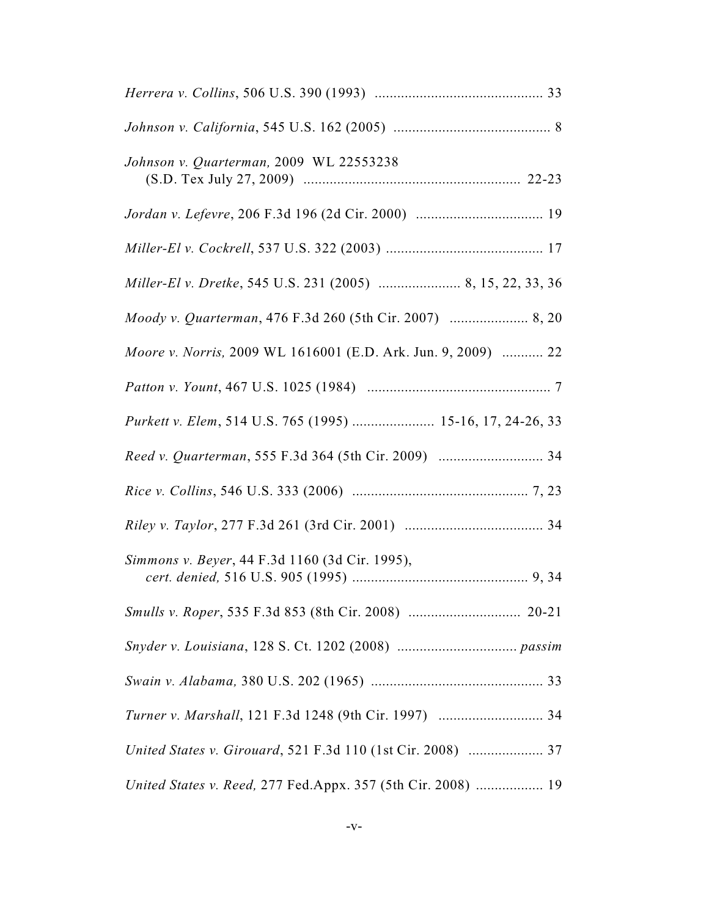*Herrera v. Collins*, 506 U.S. 390 (1993) ............................................. 33

*Johnson v. California*, 545 U.S. 162 (2005) .......................................... 8

*Johnson v. Quarterman,* 2009 WL 22553238 (S.D. Tex July 27, 2009) .......................................................... 22-23

*Jordan v. Lefevre*, 206 F.3d 196 (2d Cir. 2000) .................................. 19

*Miller-El v. Cockrell*, 537 U.S. 322 (2003) .......................................... 17

*Miller-El v. Dretke*, 545 U.S. 231 (2005) ...................... 8, 15, 22, 33, 36

*Moody v. Quarterman*, 476 F.3d 260 (5th Cir. 2007) ..................... 8, 20

*Moore v. Norris,* 2009 WL 1616001 (E.D. Ark. Jun. 9, 2009) ........... 22

*Patton v. Yount*, 467 U.S. 1025 (1984) .................................................. 7

*Purkett v. Elem*, 514 U.S. 765 (1995) ...................... 15-16, 17, 24-26, 33

*Reed v. Quarterman*, 555 F.3d 364 (5th Cir. 2009) ............................ 34

*Rice v. Collins*, 546 U.S. 333 (2006) ............................................... 7, 23

*Riley v. Taylor*, 277 F.3d 261 (3rd Cir. 2001) ..................................... 34

*Simmons v. Beyer*, 44 F.3d 1160 (3d Cir. 1995), *cert. denied,* 516 U.S. 905 (1995) ............................................... 9, 34

*Smulls v. Roper*, 535 F.3d 853 (8th Cir. 2008) .............................. 20-21

*Snyder v. Louisiana*, 128 S. Ct. 1202 (2008) ................................ *passim*

*Swain v. Alabama,* 380 U.S. 202 (1965) .............................................. 33

*Turner v. Marshall*, 121 F.3d 1248 (9th Cir. 1997) ............................ 34

*United States v. Girouard*, 521 F.3d 110 (1st Cir. 2008) .................... 37

*United States v. Reed,* 277 Fed.Appx. 357 (5th Cir. 2008) .................. 19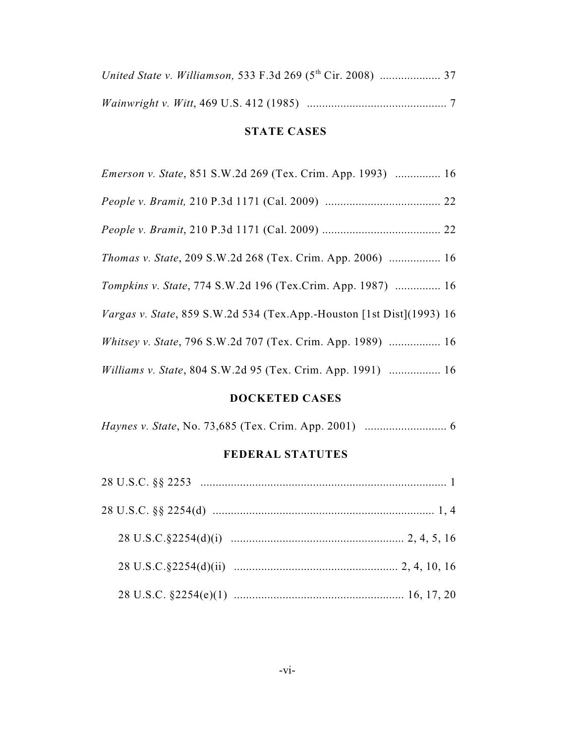*United State v. Williamson,* 533 F.3d 269 (5th Cir. 2008) .................... 37

*Wainwright v. Witt*, 469 U.S. 412 (1985) .............................................. 7

**STATE CASES**

*Emerson v. State*, 851 S.W.2d 269 (Tex. Crim. App. 1993) ............... 16

*People v. Bramit,* 210 P.3d 1171 (Cal. 2009) ...................................... 22

*People v. Bramit*, 210 P.3d 1171 (Cal. 2009) ....................................... 22

*Thomas v. State*, 209 S.W.2d 268 (Tex. Crim. App. 2006) ................. 16

*Tompkins v. State*, 774 S.W.2d 196 (Tex.Crim. App. 1987) ............... 16

*Vargas v. State*, 859 S.W.2d 534 (Tex.App.-Houston [1st Dist](1993) 16

*Whitsey v. State*, 796 S.W.2d 707 (Tex. Crim. App. 1989) ................. 16

*Williams v. State*, 804 S.W.2d 95 (Tex. Crim. App. 1991) ................. 16

**DOCKETED CASES**

*Haynes v. State*, No. 73,685 (Tex. Crim. App. 2001) ........................... 6

**FEDERAL STATUTES**

28 U.S.C. §§ 2253 ................................................................................. 1

28 U.S.C. §§ 2254(d) ......................................................................... 1, 4

28 U.S.C.§2254(d)(i) ......................................................... 2, 4, 5, 16

28 U.S.C.§2254(d)(ii) ...................................................... 2, 4, 10, 16

28 U.S.C. §2254(e)(1) ........................................................ 16, 17, 20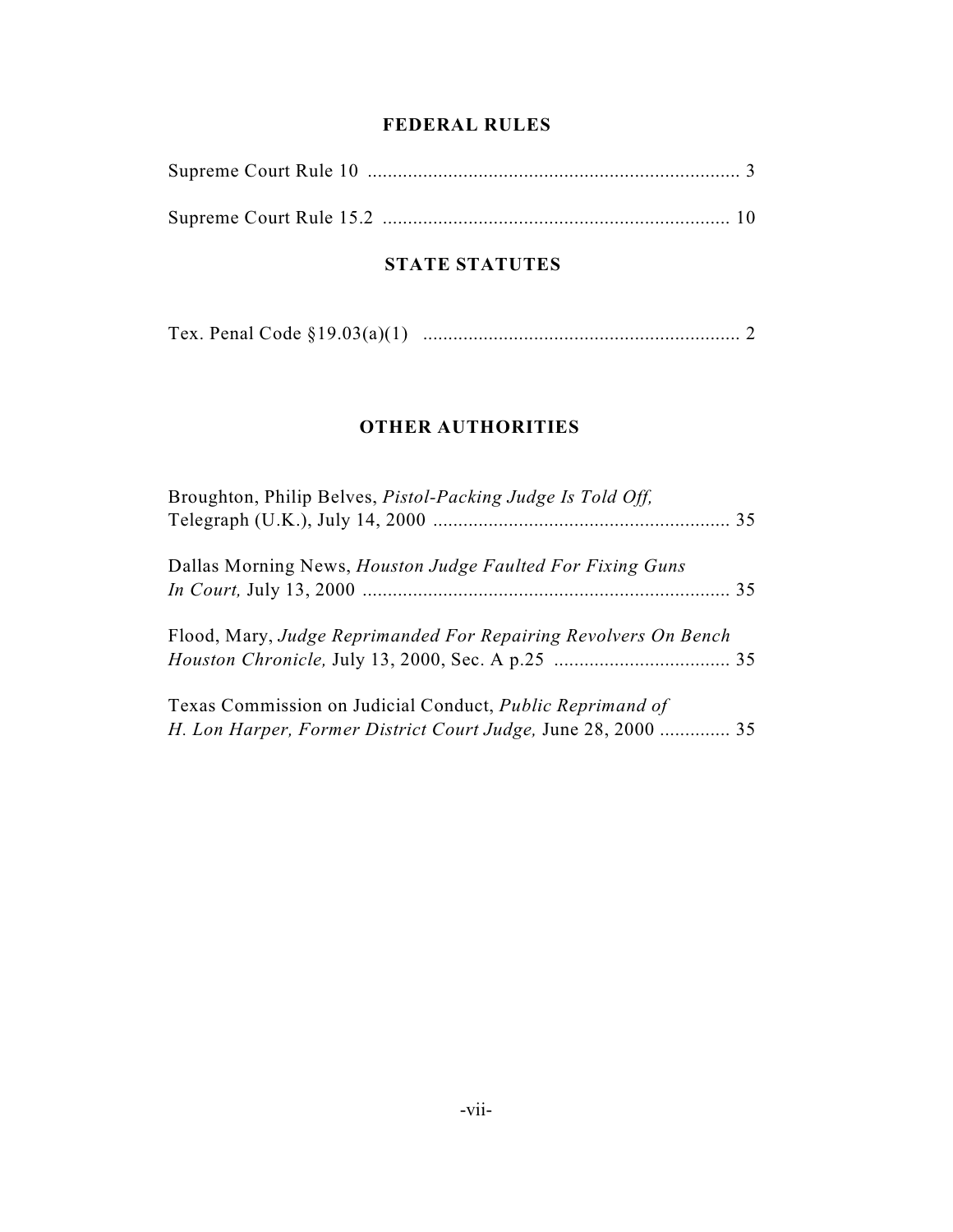## FEDERAL RULES

Supreme Court Rule 10 .......................................................................... 3

Supreme Court Rule 15.2 ..................................................................... 10

## STATE STATUTES

Tex. Penal Code §19.03(a)(1) .............................................................. 2

## OTHER AUTHORITIES

Broughton, Philip Belves, *Pistol-Packing Judge Is Told Off,* Telegraph (U.K.), July 14, 2000 ........................................................... 35

Dallas Morning News, *Houston Judge Faulted For Fixing Guns In Court,* July 13, 2000 ......................................................................... 35

Flood, Mary, *Judge Reprimanded For Repairing Revolvers On Bench Houston Chronicle,* July 13, 2000, Sec. A p.25 ................................... 35

Texas Commission on Judicial Conduct, *Public Reprimand of H. Lon Harper, Former District Court Judge,* June 28, 2000 .............. 35